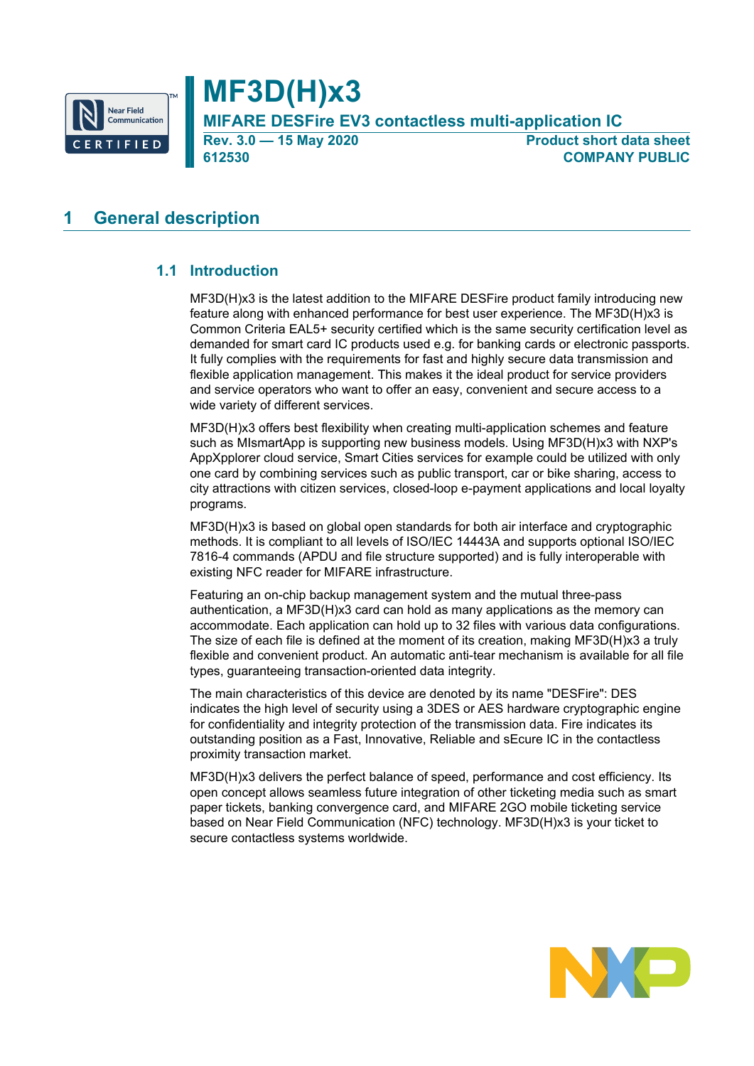# MF3D(H)x3

## MIFARE DESFire EV3 contactless multi-application IC

**Rev. 3.0 — 15 May 2020**
**612530**

**Product short data sheet**
**COMPANY PUBLIC**

## 1 General description

### 1.1 Introduction

MF3D(H)x3 is the latest addition to the MIFARE DESFire product family introducing new feature along with enhanced performance for best user experience. The MF3D(H)x3 is Common Criteria EAL5+ security certified which is the same security certification level as demanded for smart card IC products used e.g. for banking cards or electronic passports. It fully complies with the requirements for fast and highly secure data transmission and flexible application management. This makes it the ideal product for service providers and service operators who want to offer an easy, convenient and secure access to a wide variety of different services.

MF3D(H)x3 offers best flexibility when creating multi-application schemes and feature such as MIsmartApp is supporting new business models. Using MF3D(H)x3 with NXP's AppXpplorer cloud service, Smart Cities services for example could be utilized with only one card by combining services such as public transport, car or bike sharing, access to city attractions with citizen services, closed-loop e-payment applications and local loyalty programs.

MF3D(H)x3 is based on global open standards for both air interface and cryptographic methods. It is compliant to all levels of ISO/IEC 14443A and supports optional ISO/IEC 7816-4 commands (APDU and file structure supported) and is fully interoperable with existing NFC reader for MIFARE infrastructure.

Featuring an on-chip backup management system and the mutual three-pass authentication, a MF3D(H)x3 card can hold as many applications as the memory can accommodate. Each application can hold up to 32 files with various data configurations. The size of each file is defined at the moment of its creation, making MF3D(H)x3 a truly flexible and convenient product. An automatic anti-tear mechanism is available for all file types, guaranteeing transaction-oriented data integrity.

The main characteristics of this device are denoted by its name "DESFire": DES indicates the high level of security using a 3DES or AES hardware cryptographic engine for confidentiality and integrity protection of the transmission data. Fire indicates its outstanding position as a Fast, Innovative, Reliable and sEcure IC in the contactless proximity transaction market.

MF3D(H)x3 delivers the perfect balance of speed, performance and cost efficiency. Its open concept allows seamless future integration of other ticketing media such as smart paper tickets, banking convergence card, and MIFARE 2GO mobile ticketing service based on Near Field Communication (NFC) technology. MF3D(H)x3 is your ticket to secure contactless systems worldwide.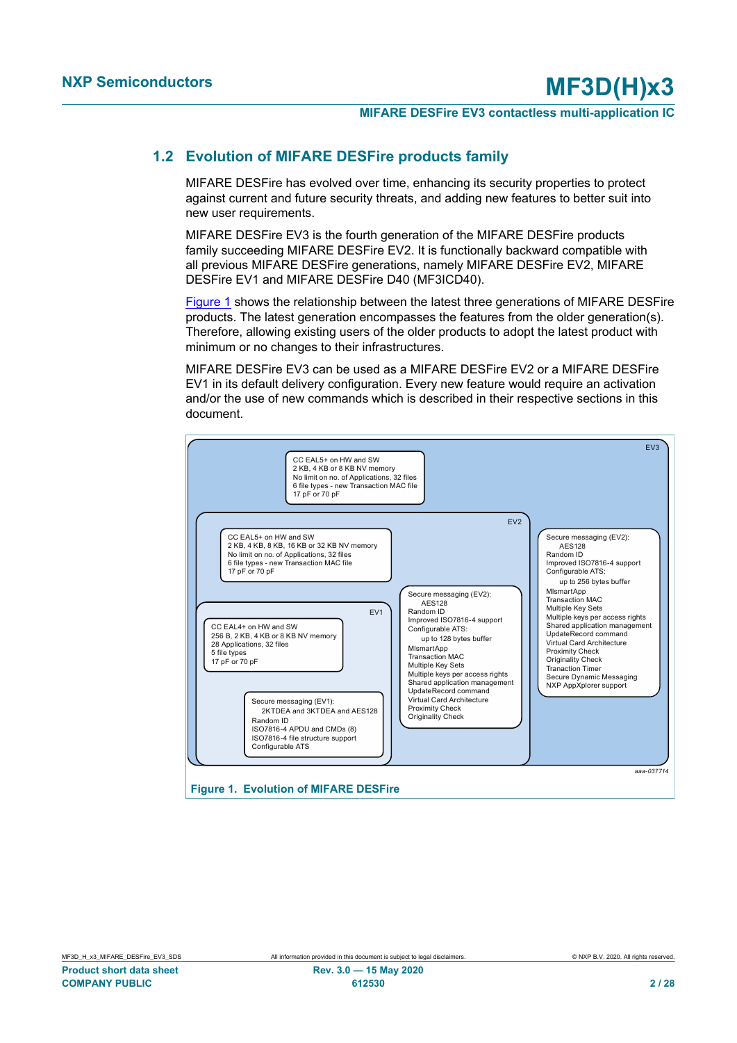## 1.2 Evolution of MIFARE DESFire products family

MIFARE DESFire has evolved over time, enhancing its security properties to protect against current and future security threats, and adding new features to better suit into new user requirements.

MIFARE DESFire EV3 is the fourth generation of the MIFARE DESFire products family succeeding MIFARE DESFire EV2. It is functionally backward compatible with all previous MIFARE DESFire generations, namely MIFARE DESFire EV2, MIFARE DESFire EV1 and MIFARE DESFire D40 (MF3ICD40).

Figure 1 shows the relationship between the latest three generations of MIFARE DESFire products. The latest generation encompasses the features from the older generation(s). Therefore, allowing existing users of the older products to adopt the latest product with minimum or no changes to their infrastructures.

MIFARE DESFire EV3 can be used as a MIFARE DESFire EV2 or a MIFARE DESFire EV1 in its default delivery configuration. Every new feature would require an activation and/or the use of new commands which is described in their respective sections in this document.

EV3

- CC EAL5+ on HW and SW
- 2 KB, 4 KB or 8 KB NV memory
- No limit on no. of Applications, 32 files
- 6 file types - new Transaction MAC file
- 17 pF or 70 pF

Secure messaging (EV2):
- AES128
- Random ID
- Improved ISO7816-4 support
- Configurable ATS: up to 256 bytes buffer
- MIsmartApp
- Transaction MAC
- Multiple Key Sets
- Multiple keys per access rights
- Shared application management
- UpdateRecord command
- Virtual Card Architecture
- Proximity Check
- Originality Check
- Tranction Timer
- Secure Dynamic Messaging
- NXP AppXplorer support

EV2

- CC EAL5+ on HW and SW
- 2 KB, 4 KB, 8 KB, 16 KB or 32 KB NV memory
- No limit on no. of Applications, 32 files
- 6 file types - new Transaction MAC file
- 17 pF or 70 pF

Secure messaging (EV2):
- AES128
- Random ID
- Improved ISO7816-4 support
- Configurable ATS: up to 128 bytes buffer
- MIsmartApp
- Transaction MAC
- Multiple Key Sets
- Multiple keys per access rights
- Shared application management
- UpdateRecord command
- Virtual Card Architecture
- Proximity Check
- Originality Check

EV1

- CC EAL4+ on HW and SW
- 256 B, 2 KB, 4 KB or 8 KB NV memory
- 28 Applications, 32 files
- 5 file types
- 17 pF or 70 pF

Secure messaging (EV1):
- 2KTDEA and 3KTDEA and AES128
- Random ID
- ISO7816-4 APDU and CMDs (8)
- ISO7816-4 file structure support
- Configurable ATS

aaa-037714

**Figure 1. Evolution of MIFARE DESFire**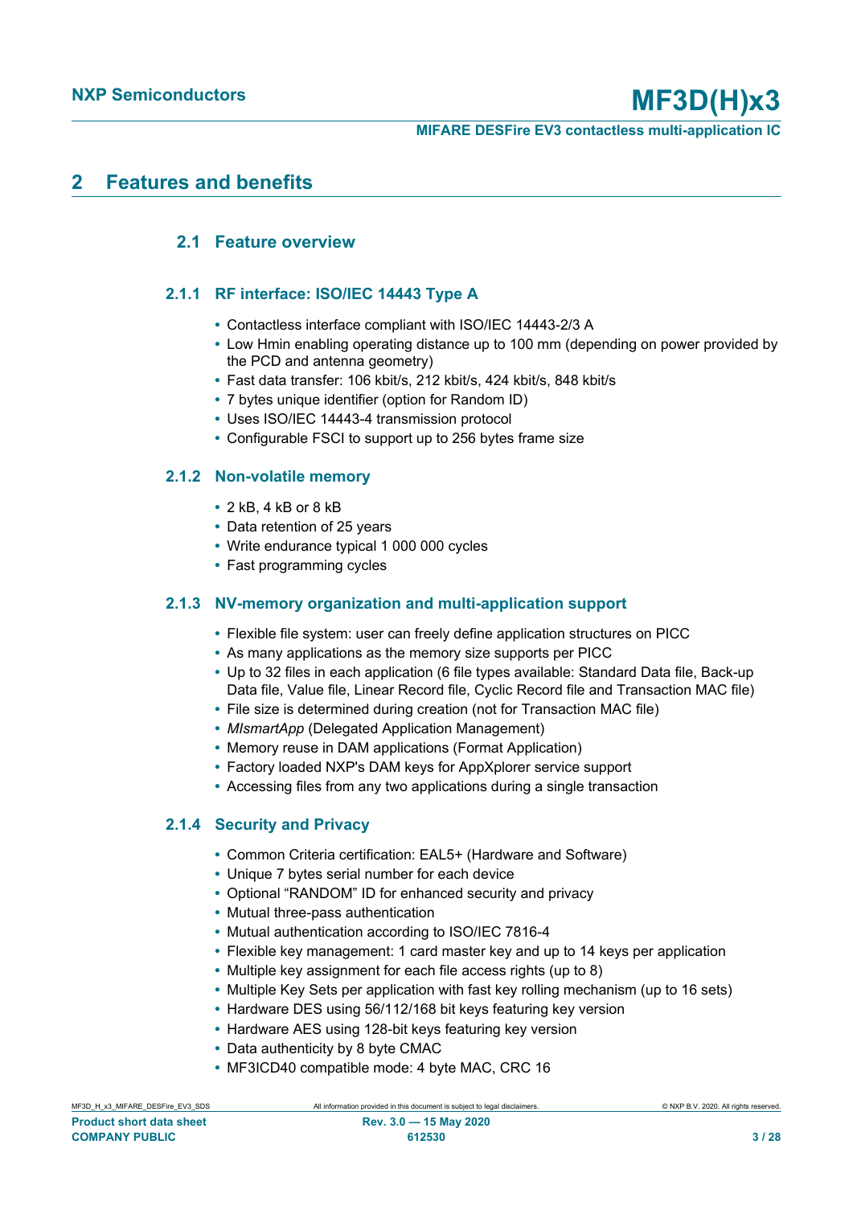## 2 Features and benefits

### 2.1 Feature overview

#### 2.1.1 RF interface: ISO/IEC 14443 Type A

- Contactless interface compliant with ISO/IEC 14443-2/3 A
- Low Hmin enabling operating distance up to 100 mm (depending on power provided by the PCD and antenna geometry)
- Fast data transfer: 106 kbit/s, 212 kbit/s, 424 kbit/s, 848 kbit/s
- 7 bytes unique identifier (option for Random ID)
- Uses ISO/IEC 14443-4 transmission protocol
- Configurable FSCI to support up to 256 bytes frame size

#### 2.1.2 Non-volatile memory

- 2 kB, 4 kB or 8 kB
- Data retention of 25 years
- Write endurance typical 1 000 000 cycles
- Fast programming cycles

#### 2.1.3 NV-memory organization and multi-application support

- Flexible file system: user can freely define application structures on PICC
- As many applications as the memory size supports per PICC
- Up to 32 files in each application (6 file types available: Standard Data file, Back-up Data file, Value file, Linear Record file, Cyclic Record file and Transaction MAC file)
- File size is determined during creation (not for Transaction MAC file)
- *MIsmartApp* (Delegated Application Management)
- Memory reuse in DAM applications (Format Application)
- Factory loaded NXP's DAM keys for AppXplorer service support
- Accessing files from any two applications during a single transaction

#### 2.1.4 Security and Privacy

- Common Criteria certification: EAL5+ (Hardware and Software)
- Unique 7 bytes serial number for each device
- Optional “RANDOM” ID for enhanced security and privacy
- Mutual three-pass authentication
- Mutual authentication according to ISO/IEC 7816-4
- Flexible key management: 1 card master key and up to 14 keys per application
- Multiple key assignment for each file access rights (up to 8)
- Multiple Key Sets per application with fast key rolling mechanism (up to 16 sets)
- Hardware DES using 56/112/168 bit keys featuring key version
- Hardware AES using 128-bit keys featuring key version
- Data authenticity by 8 byte CMAC
- MF3ICD40 compatible mode: 4 byte MAC, CRC 16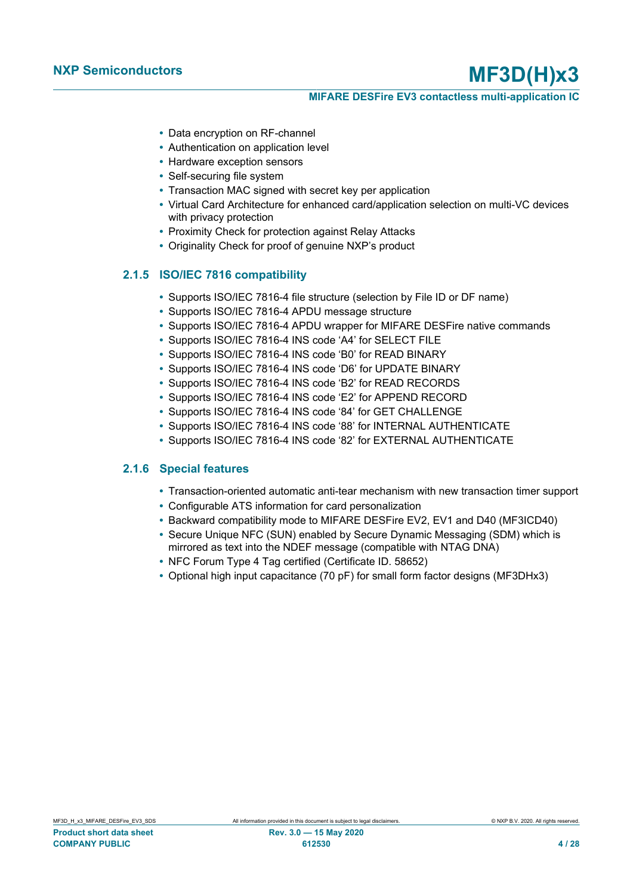- Data encryption on RF-channel
- Authentication on application level
- Hardware exception sensors
- Self-securing file system
- Transaction MAC signed with secret key per application
- Virtual Card Architecture for enhanced card/application selection on multi-VC devices with privacy protection
- Proximity Check for protection against Relay Attacks
- Originality Check for proof of genuine NXP's product

### 2.1.5 ISO/IEC 7816 compatibility

- Supports ISO/IEC 7816-4 file structure (selection by File ID or DF name)
- Supports ISO/IEC 7816-4 APDU message structure
- Supports ISO/IEC 7816-4 APDU wrapper for MIFARE DESFire native commands
- Supports ISO/IEC 7816-4 INS code 'A4' for SELECT FILE
- Supports ISO/IEC 7816-4 INS code 'B0' for READ BINARY
- Supports ISO/IEC 7816-4 INS code 'D6' for UPDATE BINARY
- Supports ISO/IEC 7816-4 INS code 'B2' for READ RECORDS
- Supports ISO/IEC 7816-4 INS code 'E2' for APPEND RECORD
- Supports ISO/IEC 7816-4 INS code '84' for GET CHALLENGE
- Supports ISO/IEC 7816-4 INS code '88' for INTERNAL AUTHENTICATE
- Supports ISO/IEC 7816-4 INS code '82' for EXTERNAL AUTHENTICATE

### 2.1.6 Special features

- Transaction-oriented automatic anti-tear mechanism with new transaction timer support
- Configurable ATS information for card personalization
- Backward compatibility mode to MIFARE DESFire EV2, EV1 and D40 (MF3ICD40)
- Secure Unique NFC (SUN) enabled by Secure Dynamic Messaging (SDM) which is mirrored as text into the NDEF message (compatible with NTAG DNA)
- NFC Forum Type 4 Tag certified (Certificate ID. 58652)
- Optional high input capacitance (70 pF) for small form factor designs (MF3DHx3)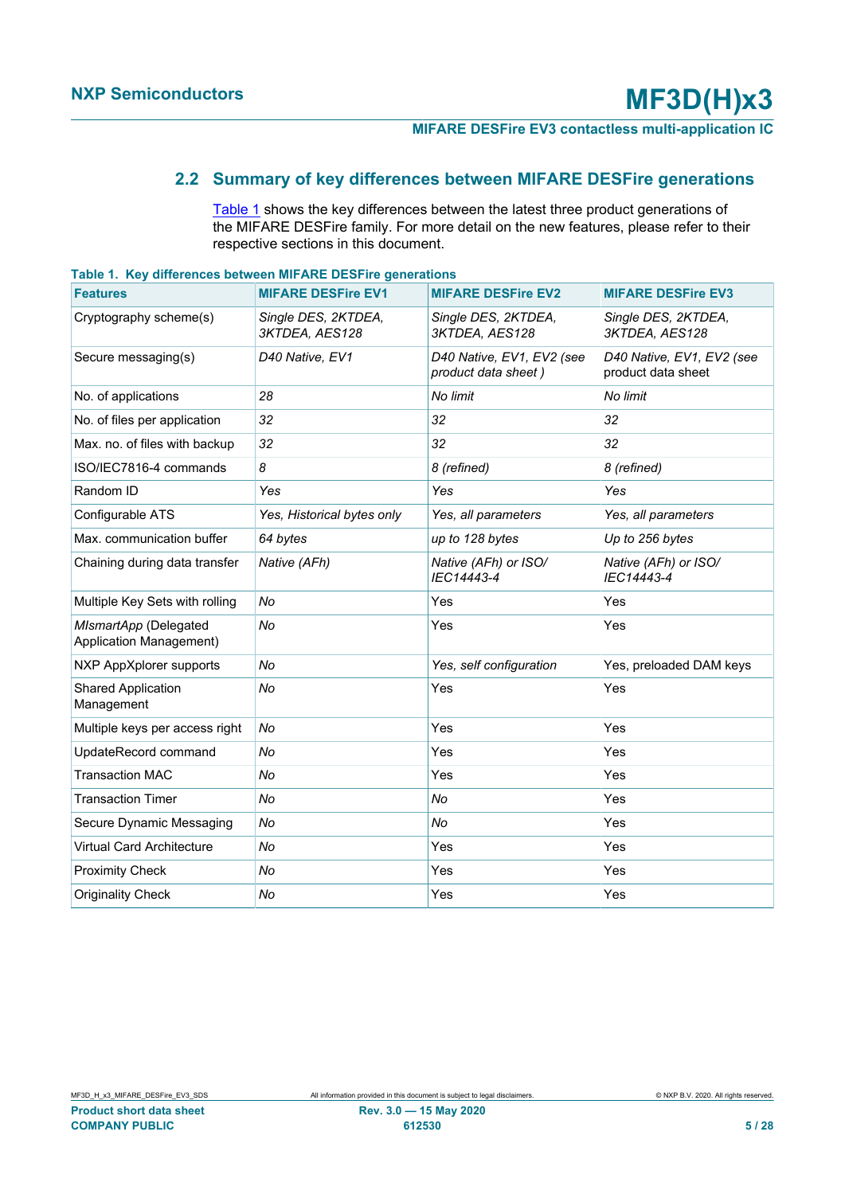## 2.2 Summary of key differences between MIFARE DESFire generations

Table 1 shows the key differences between the latest three product generations of the MIFARE DESFire family. For more detail on the new features, please refer to their respective sections in this document.

**Table 1. Key differences between MIFARE DESFire generations**

| Features | MIFARE DESFire EV1 | MIFARE DESFire EV2 | MIFARE DESFire EV3 |
|---|---|---|---|
| Cryptography scheme(s) | *Single DES, 2KTDEA, 3KTDEA, AES128* | *Single DES, 2KTDEA, 3KTDEA, AES128* | *Single DES, 2KTDEA, 3KTDEA, AES128* |
| Secure messaging(s) | *D40 Native, EV1* | *D40 Native, EV1, EV2 (see product data sheet )* | *D40 Native, EV1, EV2 (see* product data sheet |
| No. of applications | *28* | *No limit* | *No limit* |
| No. of files per application | *32* | *32* | *32* |
| Max. no. of files with backup | *32* | *32* | *32* |
| ISO/IEC7816-4 commands | *8* | *8 (refined)* | *8 (refined)* |
| Random ID | *Yes* | *Yes* | *Yes* |
| Configurable ATS | *Yes, Historical bytes only* | *Yes, all parameters* | *Yes, all parameters* |
| Max. communication buffer | *64 bytes* | *up to 128 bytes* | *Up to 256 bytes* |
| Chaining during data transfer | *Native (AFh)* | *Native (AFh) or ISO/ IEC14443-4* | *Native (AFh) or ISO/ IEC14443-4* |
| Multiple Key Sets with rolling | *No* | Yes | Yes |
| *MIsmartApp* (Delegated Application Management) | *No* | Yes | Yes |
| NXP AppXplorer supports | *No* | *Yes, self configuration* | Yes, preloaded DAM keys |
| Shared Application Management | *No* | Yes | Yes |
| Multiple keys per access right | *No* | Yes | Yes |
| UpdateRecord command | *No* | Yes | Yes |
| Transaction MAC | *No* | Yes | Yes |
| Transaction Timer | *No* | *No* | Yes |
| Secure Dynamic Messaging | *No* | *No* | Yes |
| Virtual Card Architecture | *No* | Yes | Yes |
| Proximity Check | *No* | Yes | Yes |
| Originality Check | *No* | Yes | Yes |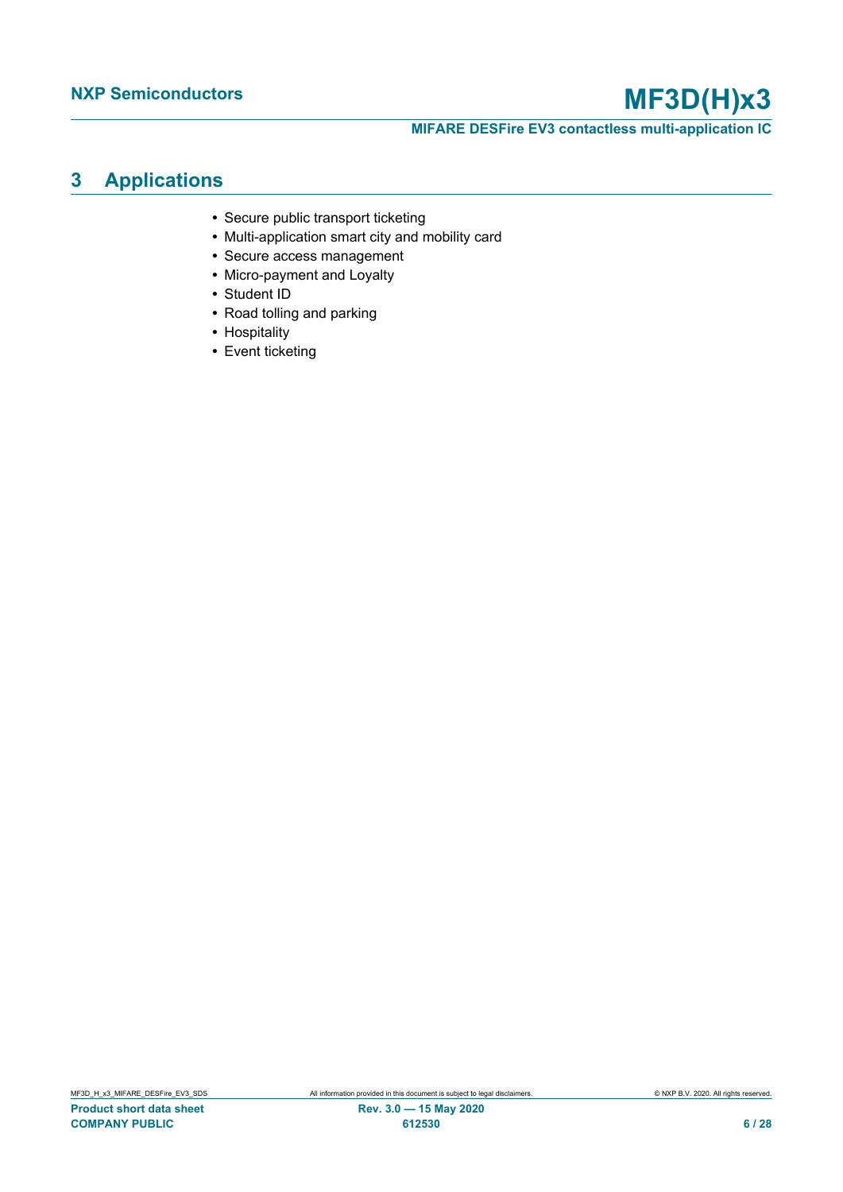# 3 Applications

- Secure public transport ticketing
- Multi-application smart city and mobility card
- Secure access management
- Micro-payment and Loyalty
- Student ID
- Road tolling and parking
- Hospitality
- Event ticketing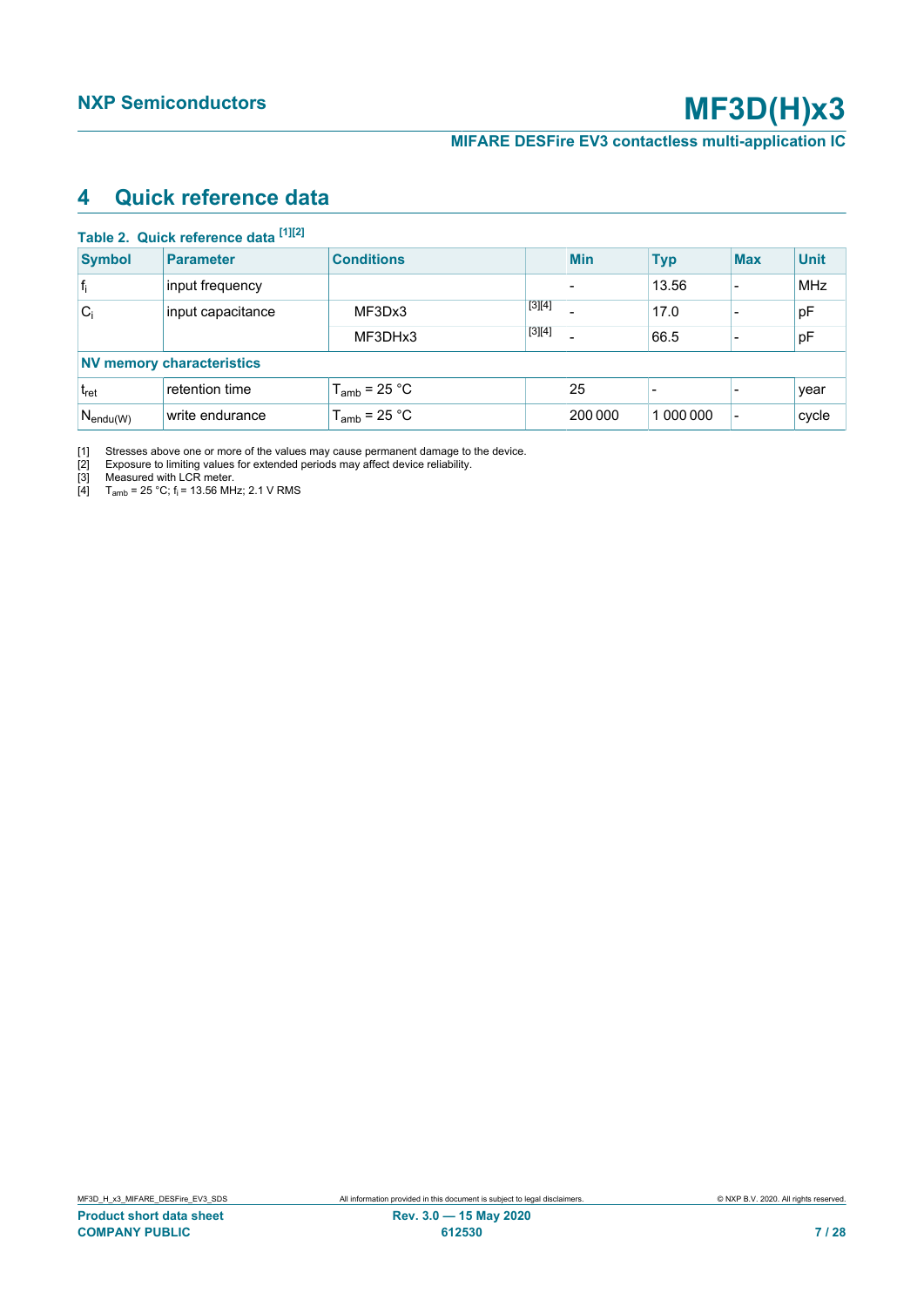## 4 Quick reference data

**Table 2. Quick reference data [1][2]**

| Symbol | Parameter | Conditions | | Min | Typ | Max | Unit |
|---|---|---|---|---|---|---|---|
| $f_i$ | input frequency | | | - | 13.56 | - | MHz |
| $C_i$ | input capacitance | MF3Dx3 | [3][4] | - | 17.0 | - | pF |
| | | MF3DHx3 | [3][4] | - | 66.5 | - | pF |
| **NV memory characteristics** | | | | | | | |
| $t_{ret}$ | retention time | $T_{amb}$ = 25 °C | | 25 | - | - | year |
| $N_{endu(W)}$ | write endurance | $T_{amb}$ = 25 °C | | 200 000 | 1 000 000 | - | cycle |

[1] Stresses above one or more of the values may cause permanent damage to the device.

[2] Exposure to limiting values for extended periods may affect device reliability.

[3] Measured with LCR meter.

[4] $T_{amb}$ = 25 °C; $f_i$ = 13.56 MHz; 2.1 V RMS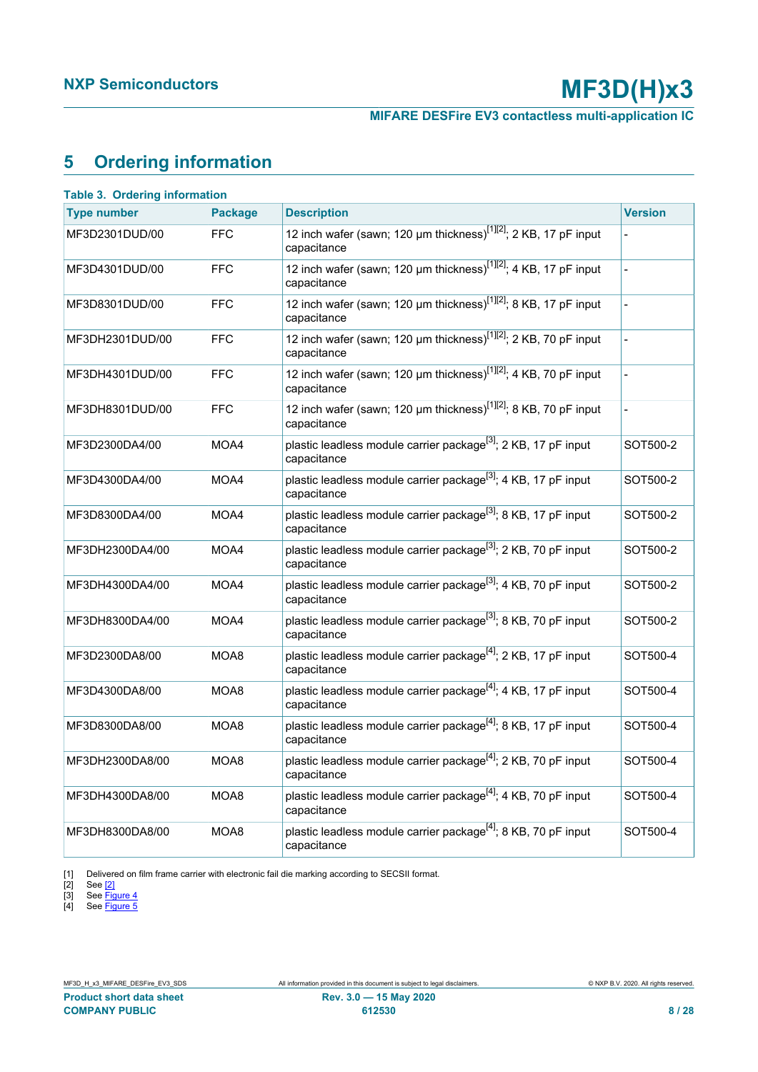## 5 Ordering information

**Table 3. Ordering information**

| Type number | Package | Description | Version |
|---|---|---|---|
| MF3D2301DUD/00 | FFC | 12 inch wafer (sawn; 120 µm thickness)[1][2]; 2 KB, 17 pF input capacitance | - |
| MF3D4301DUD/00 | FFC | 12 inch wafer (sawn; 120 µm thickness)[1][2]; 4 KB, 17 pF input capacitance | - |
| MF3D8301DUD/00 | FFC | 12 inch wafer (sawn; 120 µm thickness)[1][2]; 8 KB, 17 pF input capacitance | - |
| MF3DH2301DUD/00 | FFC | 12 inch wafer (sawn; 120 µm thickness)[1][2]; 2 KB, 70 pF input capacitance | - |
| MF3DH4301DUD/00 | FFC | 12 inch wafer (sawn; 120 µm thickness)[1][2]; 4 KB, 70 pF input capacitance | - |
| MF3DH8301DUD/00 | FFC | 12 inch wafer (sawn; 120 µm thickness)[1][2]; 8 KB, 70 pF input capacitance | - |
| MF3D2300DA4/00 | MOA4 | plastic leadless module carrier package[3]; 2 KB, 17 pF input capacitance | SOT500-2 |
| MF3D4300DA4/00 | MOA4 | plastic leadless module carrier package[3]; 4 KB, 17 pF input capacitance | SOT500-2 |
| MF3D8300DA4/00 | MOA4 | plastic leadless module carrier package[3]; 8 KB, 17 pF input capacitance | SOT500-2 |
| MF3DH2300DA4/00 | MOA4 | plastic leadless module carrier package[3]; 2 KB, 70 pF input capacitance | SOT500-2 |
| MF3DH4300DA4/00 | MOA4 | plastic leadless module carrier package[3]; 4 KB, 70 pF input capacitance | SOT500-2 |
| MF3DH8300DA4/00 | MOA4 | plastic leadless module carrier package[3]; 8 KB, 70 pF input capacitance | SOT500-2 |
| MF3D2300DA8/00 | MOA8 | plastic leadless module carrier package[4]; 2 KB, 17 pF input capacitance | SOT500-4 |
| MF3D4300DA8/00 | MOA8 | plastic leadless module carrier package[4]; 4 KB, 17 pF input capacitance | SOT500-4 |
| MF3D8300DA8/00 | MOA8 | plastic leadless module carrier package[4]; 8 KB, 17 pF input capacitance | SOT500-4 |
| MF3DH2300DA8/00 | MOA8 | plastic leadless module carrier package[4]; 2 KB, 70 pF input capacitance | SOT500-4 |
| MF3DH4300DA8/00 | MOA8 | plastic leadless module carrier package[4]; 4 KB, 70 pF input capacitance | SOT500-4 |
| MF3DH8300DA8/00 | MOA8 | plastic leadless module carrier package[4]; 8 KB, 70 pF input capacitance | SOT500-4 |

[1] Delivered on film frame carrier with electronic fail die marking according to SECSII format.
[2] See [2]
[3] See Figure 4
[4] See Figure 5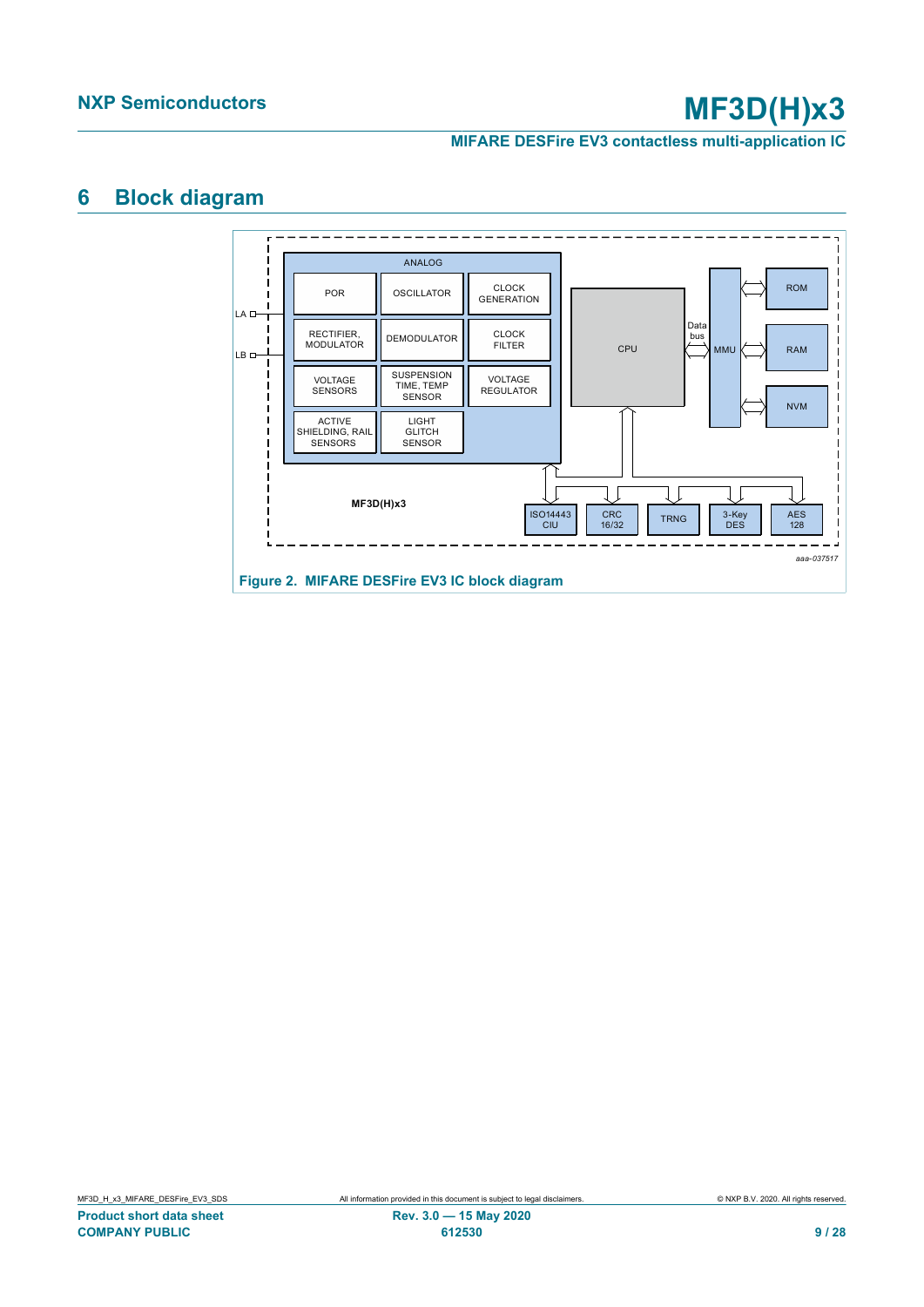## 6 Block diagram

Figure 2. MIFARE DESFire EV3 IC block diagram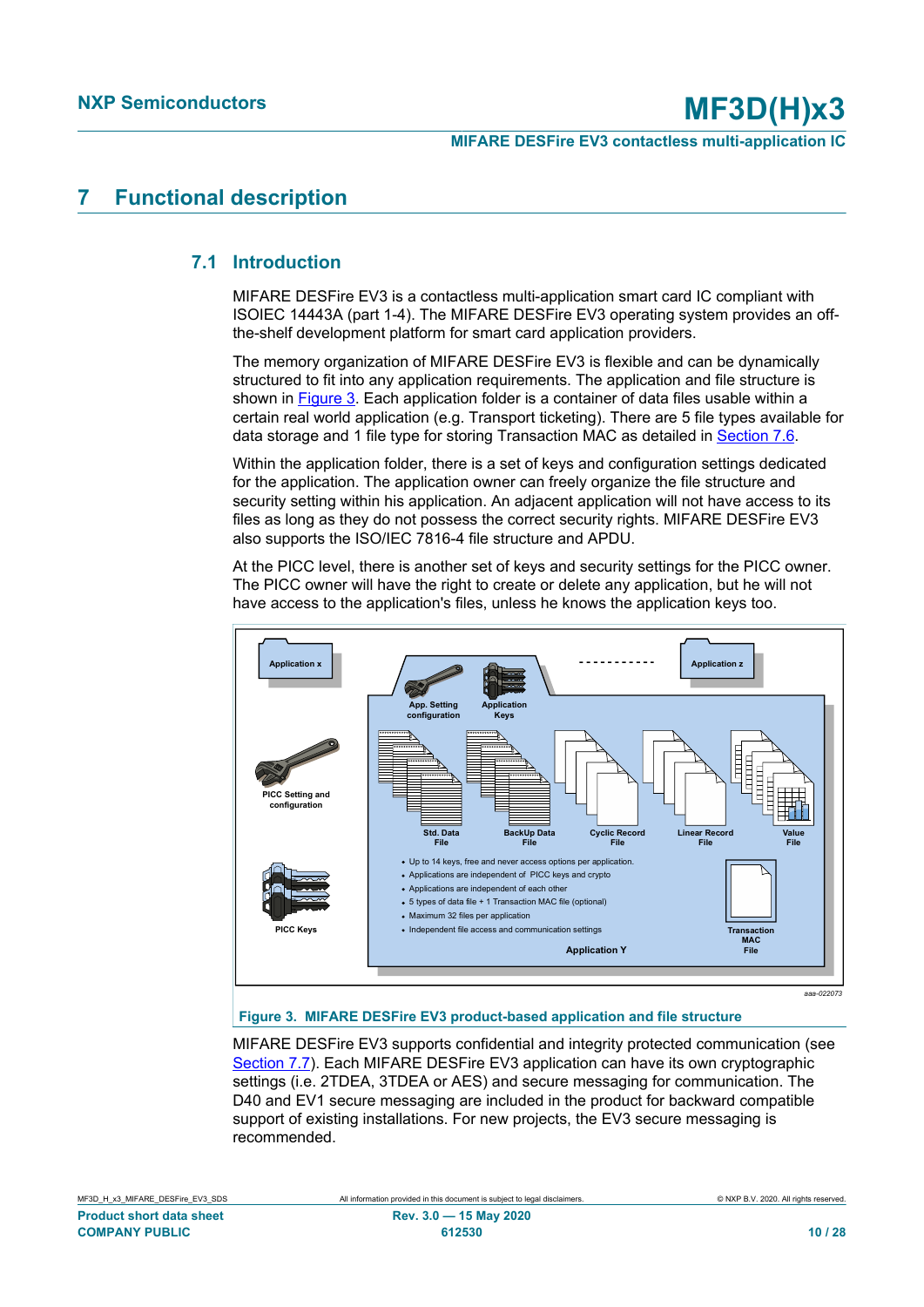# 7 Functional description

## 7.1 Introduction

MIFARE DESFire EV3 is a contactless multi-application smart card IC compliant with ISOIEC 14443A (part 1-4). The MIFARE DESFire EV3 operating system provides an off-the-shelf development platform for smart card application providers.

The memory organization of MIFARE DESFire EV3 is flexible and can be dynamically structured to fit into any application requirements. The application and file structure is shown in Figure 3. Each application folder is a container of data files usable within a certain real world application (e.g. Transport ticketing). There are 5 file types available for data storage and 1 file type for storing Transaction MAC as detailed in Section 7.6.

Within the application folder, there is a set of keys and configuration settings dedicated for the application. The application owner can freely organize the file structure and security setting within his application. An adjacent application will not have access to its files as long as they do not possess the correct security rights. MIFARE DESFire EV3 also supports the ISO/IEC 7816-4 file structure and APDU.

At the PICC level, there is another set of keys and security settings for the PICC owner. The PICC owner will have the right to create or delete any application, but he will not have access to the application's files, unless he knows the application keys too.

Application x | Application z | App. Setting configuration | Application Keys | PICC Setting and configuration | Std. Data File | BackUp Data File | Cyclic Record File | Linear Record File | Value File | PICC Keys | Transaction MAC File | Application Y

- Up to 14 keys, free and never access options per application.
- Applications are independent of PICC keys and crypto
- Applications are independent of each other
- 5 types of data file + 1 Transaction MAC file (optional)
- Maximum 32 files per application
- Independent file access and communication settings

aaa-022073

**Figure 3. MIFARE DESFire EV3 product-based application and file structure**

MIFARE DESFire EV3 supports confidential and integrity protected communication (see Section 7.7). Each MIFARE DESFire EV3 application can have its own cryptographic settings (i.e. 2TDEA, 3TDEA or AES) and secure messaging for communication. The D40 and EV1 secure messaging are included in the product for backward compatible support of existing installations. For new projects, the EV3 secure messaging is recommended.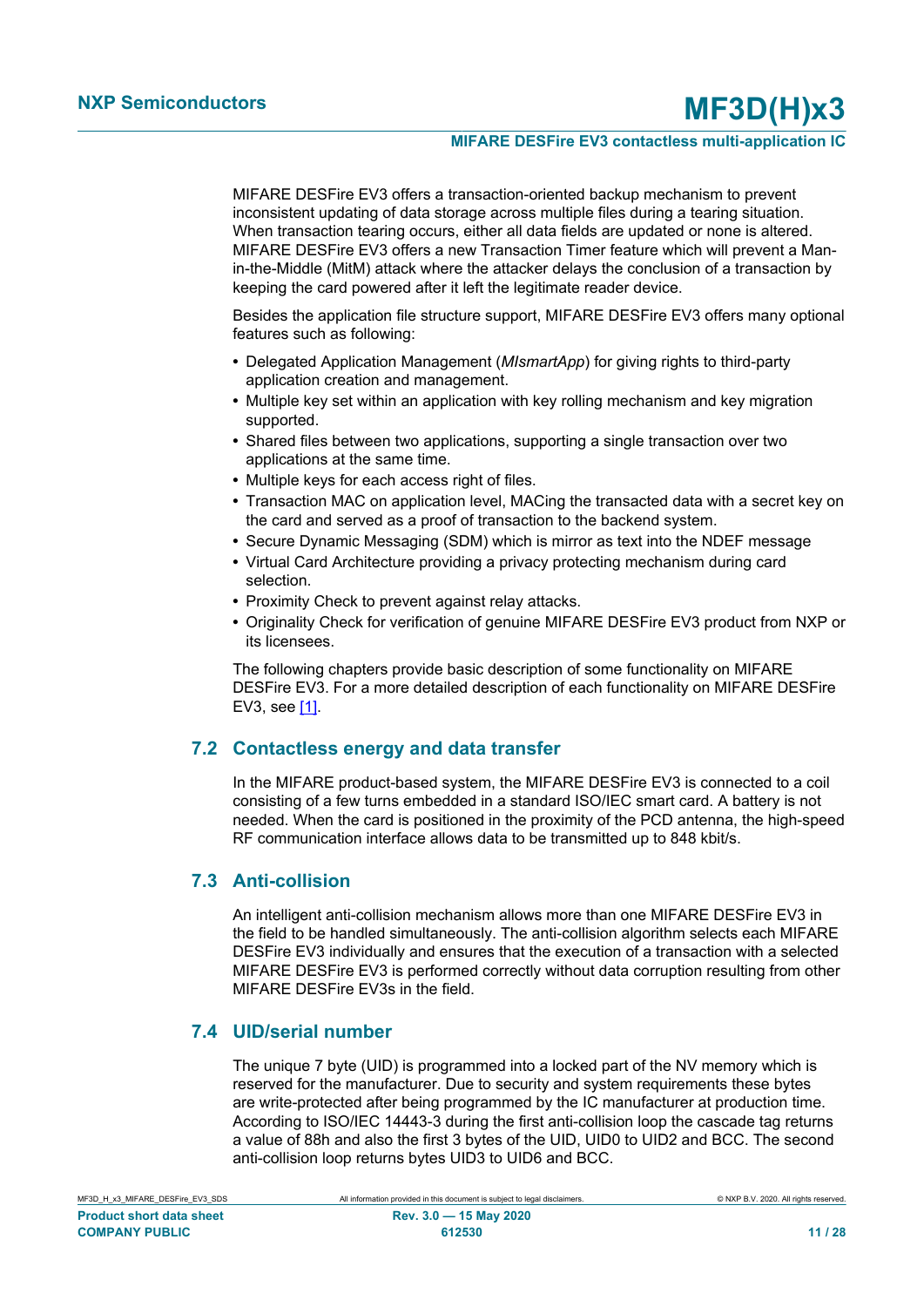MIFARE DESFire EV3 offers a transaction-oriented backup mechanism to prevent inconsistent updating of data storage across multiple files during a tearing situation. When transaction tearing occurs, either all data fields are updated or none is altered. MIFARE DESFire EV3 offers a new Transaction Timer feature which will prevent a Man-in-the-Middle (MitM) attack where the attacker delays the conclusion of a transaction by keeping the card powered after it left the legitimate reader device.

Besides the application file structure support, MIFARE DESFire EV3 offers many optional features such as following:

- Delegated Application Management (*MIsmartApp*) for giving rights to third-party application creation and management.
- Multiple key set within an application with key rolling mechanism and key migration supported.
- Shared files between two applications, supporting a single transaction over two applications at the same time.
- Multiple keys for each access right of files.
- Transaction MAC on application level, MACing the transacted data with a secret key on the card and served as a proof of transaction to the backend system.
- Secure Dynamic Messaging (SDM) which is mirror as text into the NDEF message
- Virtual Card Architecture providing a privacy protecting mechanism during card selection.
- Proximity Check to prevent against relay attacks.
- Originality Check for verification of genuine MIFARE DESFire EV3 product from NXP or its licensees.

The following chapters provide basic description of some functionality on MIFARE DESFire EV3. For a more detailed description of each functionality on MIFARE DESFire EV3, see [1].

## 7.2 Contactless energy and data transfer

In the MIFARE product-based system, the MIFARE DESFire EV3 is connected to a coil consisting of a few turns embedded in a standard ISO/IEC smart card. A battery is not needed. When the card is positioned in the proximity of the PCD antenna, the high-speed RF communication interface allows data to be transmitted up to 848 kbit/s.

## 7.3 Anti-collision

An intelligent anti-collision mechanism allows more than one MIFARE DESFire EV3 in the field to be handled simultaneously. The anti-collision algorithm selects each MIFARE DESFire EV3 individually and ensures that the execution of a transaction with a selected MIFARE DESFire EV3 is performed correctly without data corruption resulting from other MIFARE DESFire EV3s in the field.

## 7.4 UID/serial number

The unique 7 byte (UID) is programmed into a locked part of the NV memory which is reserved for the manufacturer. Due to security and system requirements these bytes are write-protected after being programmed by the IC manufacturer at production time. According to ISO/IEC 14443-3 during the first anti-collision loop the cascade tag returns a value of 88h and also the first 3 bytes of the UID, UID0 to UID2 and BCC. The second anti-collision loop returns bytes UID3 to UID6 and BCC.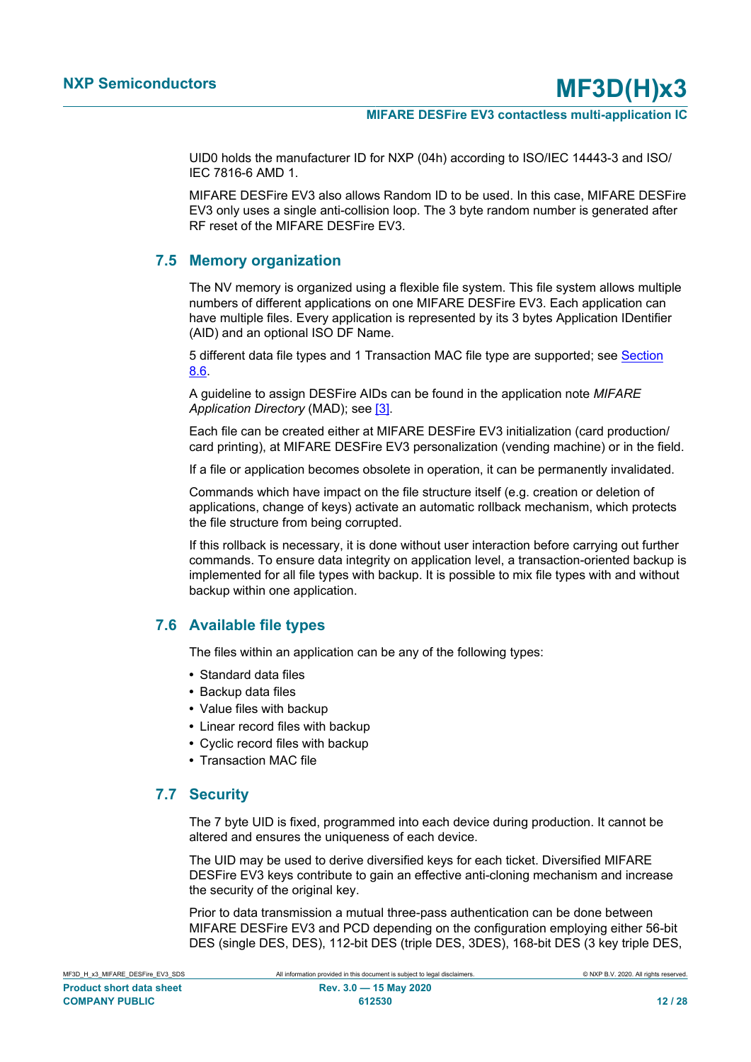UID0 holds the manufacturer ID for NXP (04h) according to ISO/IEC 14443-3 and ISO/IEC 7816-6 AMD 1.

MIFARE DESFire EV3 also allows Random ID to be used. In this case, MIFARE DESFire EV3 only uses a single anti-collision loop. The 3 byte random number is generated after RF reset of the MIFARE DESFire EV3.

## 7.5 Memory organization

The NV memory is organized using a flexible file system. This file system allows multiple numbers of different applications on one MIFARE DESFire EV3. Each application can have multiple files. Every application is represented by its 3 bytes Application IDentifier (AID) and an optional ISO DF Name.

5 different data file types and 1 Transaction MAC file type are supported; see Section 8.6.

A guideline to assign DESFire AIDs can be found in the application note *MIFARE Application Directory* (MAD); see [3].

Each file can be created either at MIFARE DESFire EV3 initialization (card production/card printing), at MIFARE DESFire EV3 personalization (vending machine) or in the field.

If a file or application becomes obsolete in operation, it can be permanently invalidated.

Commands which have impact on the file structure itself (e.g. creation or deletion of applications, change of keys) activate an automatic rollback mechanism, which protects the file structure from being corrupted.

If this rollback is necessary, it is done without user interaction before carrying out further commands. To ensure data integrity on application level, a transaction-oriented backup is implemented for all file types with backup. It is possible to mix file types with and without backup within one application.

## 7.6 Available file types

The files within an application can be any of the following types:

- Standard data files
- Backup data files
- Value files with backup
- Linear record files with backup
- Cyclic record files with backup
- Transaction MAC file

## 7.7 Security

The 7 byte UID is fixed, programmed into each device during production. It cannot be altered and ensures the uniqueness of each device.

The UID may be used to derive diversified keys for each ticket. Diversified MIFARE DESFire EV3 keys contribute to gain an effective anti-cloning mechanism and increase the security of the original key.

Prior to data transmission a mutual three-pass authentication can be done between MIFARE DESFire EV3 and PCD depending on the configuration employing either 56-bit DES (single DES, DES), 112-bit DES (triple DES, 3DES), 168-bit DES (3 key triple DES,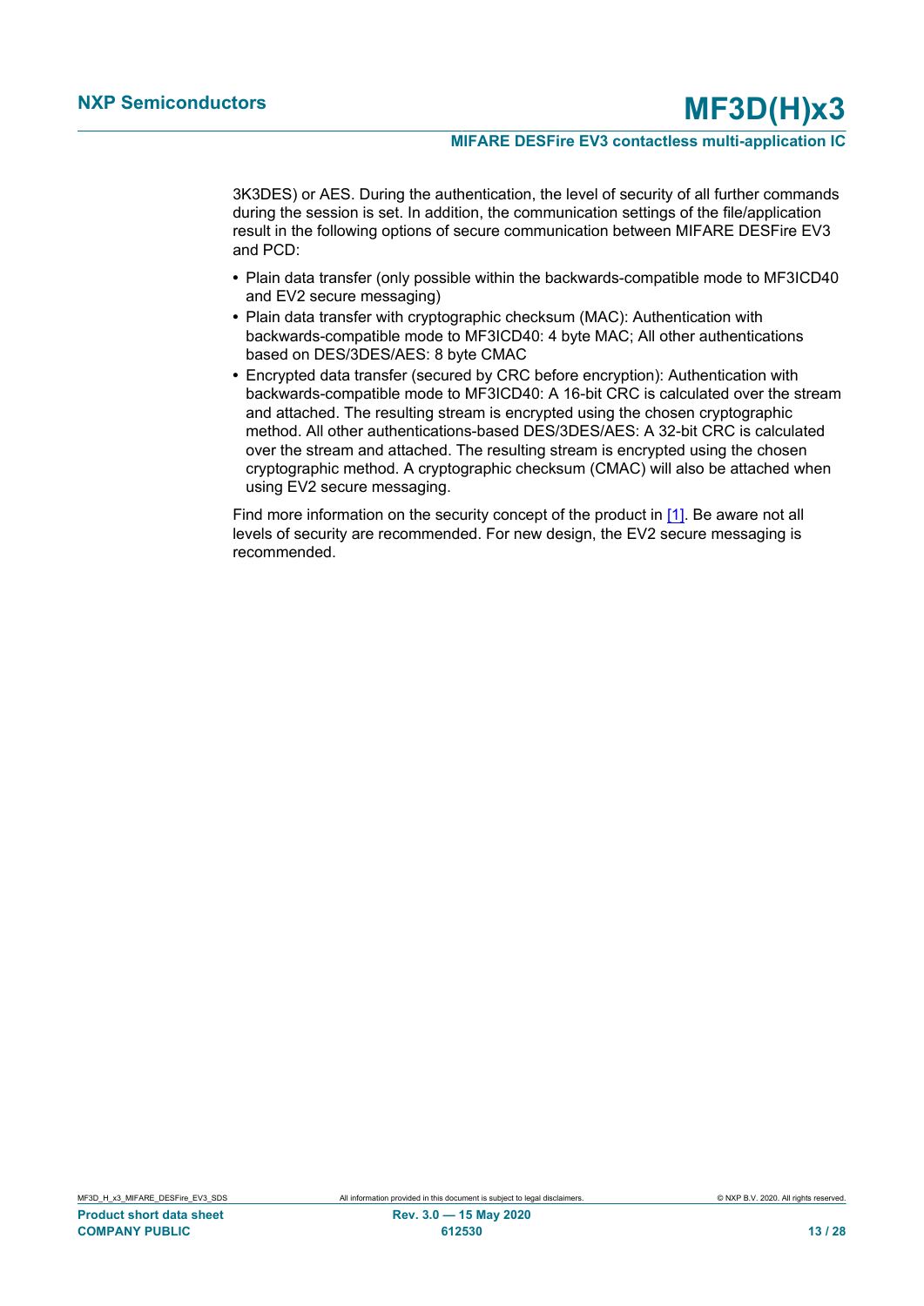3K3DES) or AES. During the authentication, the level of security of all further commands during the session is set. In addition, the communication settings of the file/application result in the following options of secure communication between MIFARE DESFire EV3 and PCD:

- Plain data transfer (only possible within the backwards-compatible mode to MF3ICD40 and EV2 secure messaging)
- Plain data transfer with cryptographic checksum (MAC): Authentication with backwards-compatible mode to MF3ICD40: 4 byte MAC; All other authentications based on DES/3DES/AES: 8 byte CMAC
- Encrypted data transfer (secured by CRC before encryption): Authentication with backwards-compatible mode to MF3ICD40: A 16-bit CRC is calculated over the stream and attached. The resulting stream is encrypted using the chosen cryptographic method. All other authentications-based DES/3DES/AES: A 32-bit CRC is calculated over the stream and attached. The resulting stream is encrypted using the chosen cryptographic method. A cryptographic checksum (CMAC) will also be attached when using EV2 secure messaging.

Find more information on the security concept of the product in [1]. Be aware not all levels of security are recommended. For new design, the EV2 secure messaging is recommended.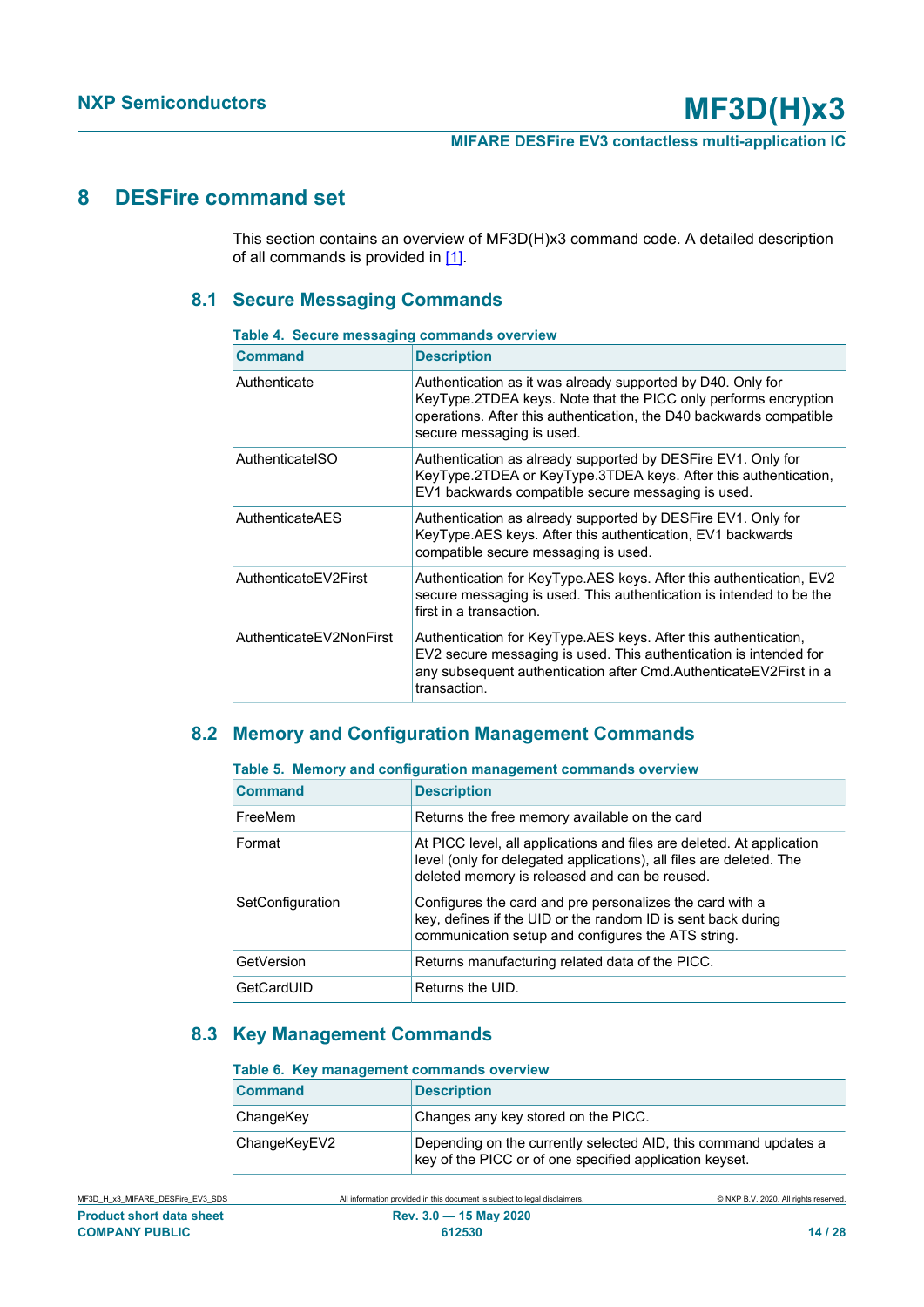# 8 DESFire command set

This section contains an overview of MF3D(H)x3 command code. A detailed description of all commands is provided in [1].

## 8.1 Secure Messaging Commands

**Table 4. Secure messaging commands overview**

| Command | Description |
|---|---|
| Authenticate | Authentication as it was already supported by D40. Only for KeyType.2TDEA keys. Note that the PICC only performs encryption operations. After this authentication, the D40 backwards compatible secure messaging is used. |
| AuthenticateISO | Authentication as already supported by DESFire EV1. Only for KeyType.2TDEA or KeyType.3TDEA keys. After this authentication, EV1 backwards compatible secure messaging is used. |
| AuthenticateAES | Authentication as already supported by DESFire EV1. Only for KeyType.AES keys. After this authentication, EV1 backwards compatible secure messaging is used. |
| AuthenticateEV2First | Authentication for KeyType.AES keys. After this authentication, EV2 secure messaging is used. This authentication is intended to be the first in a transaction. |
| AuthenticateEV2NonFirst | Authentication for KeyType.AES keys. After this authentication, EV2 secure messaging is used. This authentication is intended for any subsequent authentication after Cmd.AuthenticateEV2First in a transaction. |

## 8.2 Memory and Configuration Management Commands

**Table 5. Memory and configuration management commands overview**

| Command | Description |
|---|---|
| FreeMem | Returns the free memory available on the card |
| Format | At PICC level, all applications and files are deleted. At application level (only for delegated applications), all files are deleted. The deleted memory is released and can be reused. |
| SetConfiguration | Configures the card and pre personalizes the card with a key, defines if the UID or the random ID is sent back during communication setup and configures the ATS string. |
| GetVersion | Returns manufacturing related data of the PICC. |
| GetCardUID | Returns the UID. |

## 8.3 Key Management Commands

**Table 6. Key management commands overview**

| Command | Description |
|---|---|
| ChangeKey | Changes any key stored on the PICC. |
| ChangeKeyEV2 | Depending on the currently selected AID, this command updates a key of the PICC or of one specified application keyset. |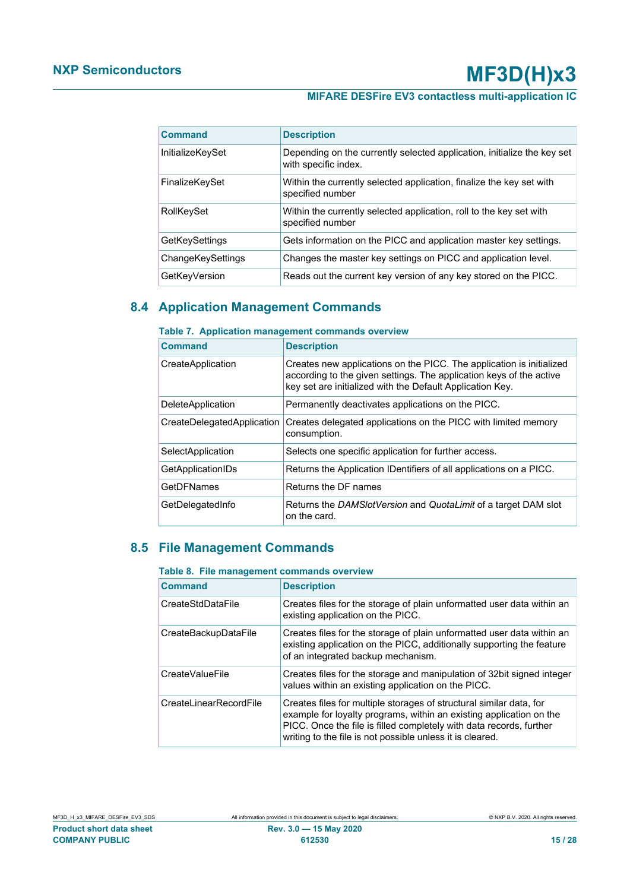| Command | Description |
|---|---|
| InitializeKeySet | Depending on the currently selected application, initialize the key set with specific index. |
| FinalizeKeySet | Within the currently selected application, finalize the key set with specified number |
| RollKeySet | Within the currently selected application, roll to the key set with specified number |
| GetKeySettings | Gets information on the PICC and application master key settings. |
| ChangeKeySettings | Changes the master key settings on PICC and application level. |
| GetKeyVersion | Reads out the current key version of any key stored on the PICC. |

## 8.4 Application Management Commands

**Table 7. Application management commands overview**

| Command | Description |
|---|---|
| CreateApplication | Creates new applications on the PICC. The application is initialized according to the given settings. The application keys of the active key set are initialized with the Default Application Key. |
| DeleteApplication | Permanently deactivates applications on the PICC. |
| CreateDelegatedApplication | Creates delegated applications on the PICC with limited memory consumption. |
| SelectApplication | Selects one specific application for further access. |
| GetApplicationIDs | Returns the Application IDentifiers of all applications on a PICC. |
| GetDFNames | Returns the DF names |
| GetDelegatedInfo | Returns the *DAMSlotVersion* and *QuotaLimit* of a target DAM slot on the card. |

## 8.5 File Management Commands

**Table 8. File management commands overview**

| Command | Description |
|---|---|
| CreateStdDataFile | Creates files for the storage of plain unformatted user data within an existing application on the PICC. |
| CreateBackupDataFile | Creates files for the storage of plain unformatted user data within an existing application on the PICC, additionally supporting the feature of an integrated backup mechanism. |
| CreateValueFile | Creates files for the storage and manipulation of 32bit signed integer values within an existing application on the PICC. |
| CreateLinearRecordFile | Creates files for multiple storages of structural similar data, for example for loyalty programs, within an existing application on the PICC. Once the file is filled completely with data records, further writing to the file is not possible unless it is cleared. |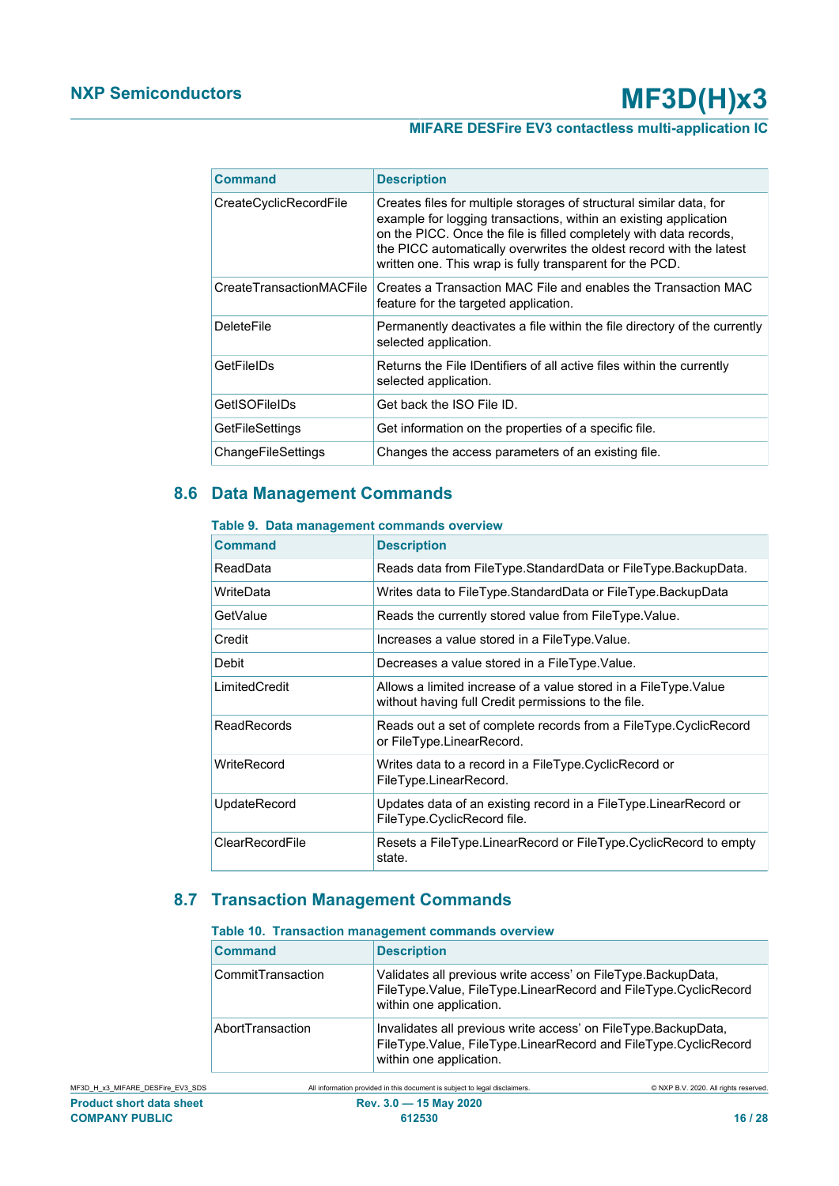| Command | Description |
|---|---|
| CreateCyclicRecordFile | Creates files for multiple storages of structural similar data, for example for logging transactions, within an existing application on the PICC. Once the file is filled completely with data records, the PICC automatically overwrites the oldest record with the latest written one. This wrap is fully transparent for the PCD. |
| CreateTransactionMACFile | Creates a Transaction MAC File and enables the Transaction MAC feature for the targeted application. |
| DeleteFile | Permanently deactivates a file within the file directory of the currently selected application. |
| GetFileIDs | Returns the File IDentifiers of all active files within the currently selected application. |
| GetISOFileIDs | Get back the ISO File ID. |
| GetFileSettings | Get information on the properties of a specific file. |
| ChangeFileSettings | Changes the access parameters of an existing file. |

## 8.6 Data Management Commands

**Table 9. Data management commands overview**

| Command | Description |
|---|---|
| ReadData | Reads data from FileType.StandardData or FileType.BackupData. |
| WriteData | Writes data to FileType.StandardData or FileType.BackupData |
| GetValue | Reads the currently stored value from FileType.Value. |
| Credit | Increases a value stored in a FileType.Value. |
| Debit | Decreases a value stored in a FileType.Value. |
| LimitedCredit | Allows a limited increase of a value stored in a FileType.Value without having full Credit permissions to the file. |
| ReadRecords | Reads out a set of complete records from a FileType.CyclicRecord or FileType.LinearRecord. |
| WriteRecord | Writes data to a record in a FileType.CyclicRecord or FileType.LinearRecord. |
| UpdateRecord | Updates data of an existing record in a FileType.LinearRecord or FileType.CyclicRecord file. |
| ClearRecordFile | Resets a FileType.LinearRecord or FileType.CyclicRecord to empty state. |

## 8.7 Transaction Management Commands

**Table 10. Transaction management commands overview**

| Command | Description |
|---|---|
| CommitTransaction | Validates all previous write access' on FileType.BackupData, FileType.Value, FileType.LinearRecord and FileType.CyclicRecord within one application. |
| AbortTransaction | Invalidates all previous write access' on FileType.BackupData, FileType.Value, FileType.LinearRecord and FileType.CyclicRecord within one application. |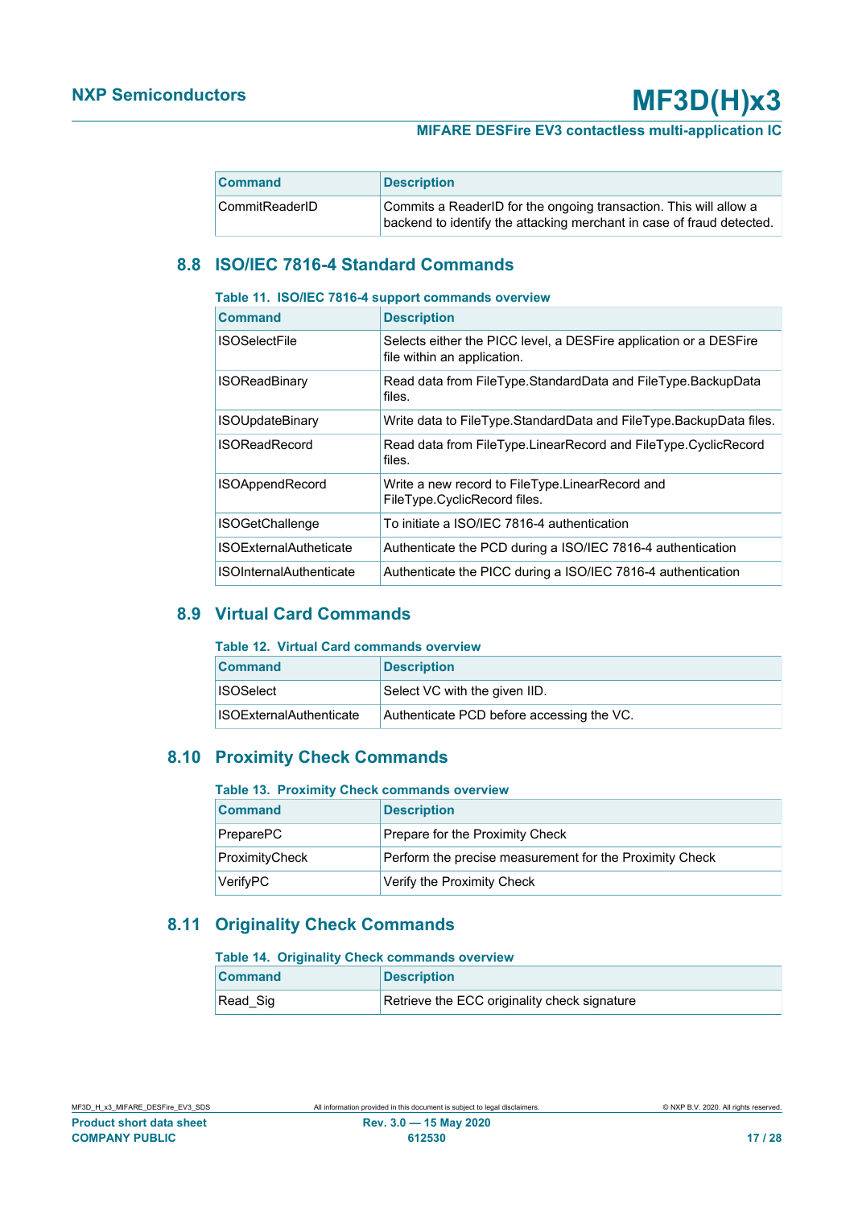| Command | Description |
|---|---|
| CommitReaderID | Commits a ReaderID for the ongoing transaction. This will allow a backend to identify the attacking merchant in case of fraud detected. |

## 8.8 ISO/IEC 7816-4 Standard Commands

**Table 11. ISO/IEC 7816-4 support commands overview**

| Command | Description |
|---|---|
| ISOSelectFile | Selects either the PICC level, a DESFire application or a DESFire file within an application. |
| ISOReadBinary | Read data from FileType.StandardData and FileType.BackupData files. |
| ISOUpdateBinary | Write data to FileType.StandardData and FileType.BackupData files. |
| ISOReadRecord | Read data from FileType.LinearRecord and FileType.CyclicRecord files. |
| ISOAppendRecord | Write a new record to FileType.LinearRecord and FileType.CyclicRecord files. |
| ISOGetChallenge | To initiate a ISO/IEC 7816-4 authentication |
| ISOExternalAutheticate | Authenticate the PCD during a ISO/IEC 7816-4 authentication |
| ISOInternalAuthenticate | Authenticate the PICC during a ISO/IEC 7816-4 authentication |

## 8.9 Virtual Card Commands

**Table 12. Virtual Card commands overview**

| Command | Description |
|---|---|
| ISOSelect | Select VC with the given IID. |
| ISOExternalAuthenticate | Authenticate PCD before accessing the VC. |

## 8.10 Proximity Check Commands

**Table 13. Proximity Check commands overview**

| Command | Description |
|---|---|
| PreparePC | Prepare for the Proximity Check |
| ProximityCheck | Perform the precise measurement for the Proximity Check |
| VerifyPC | Verify the Proximity Check |

## 8.11 Originality Check Commands

**Table 14. Originality Check commands overview**

| Command | Description |
|---|---|
| Read_Sig | Retrieve the ECC originality check signature |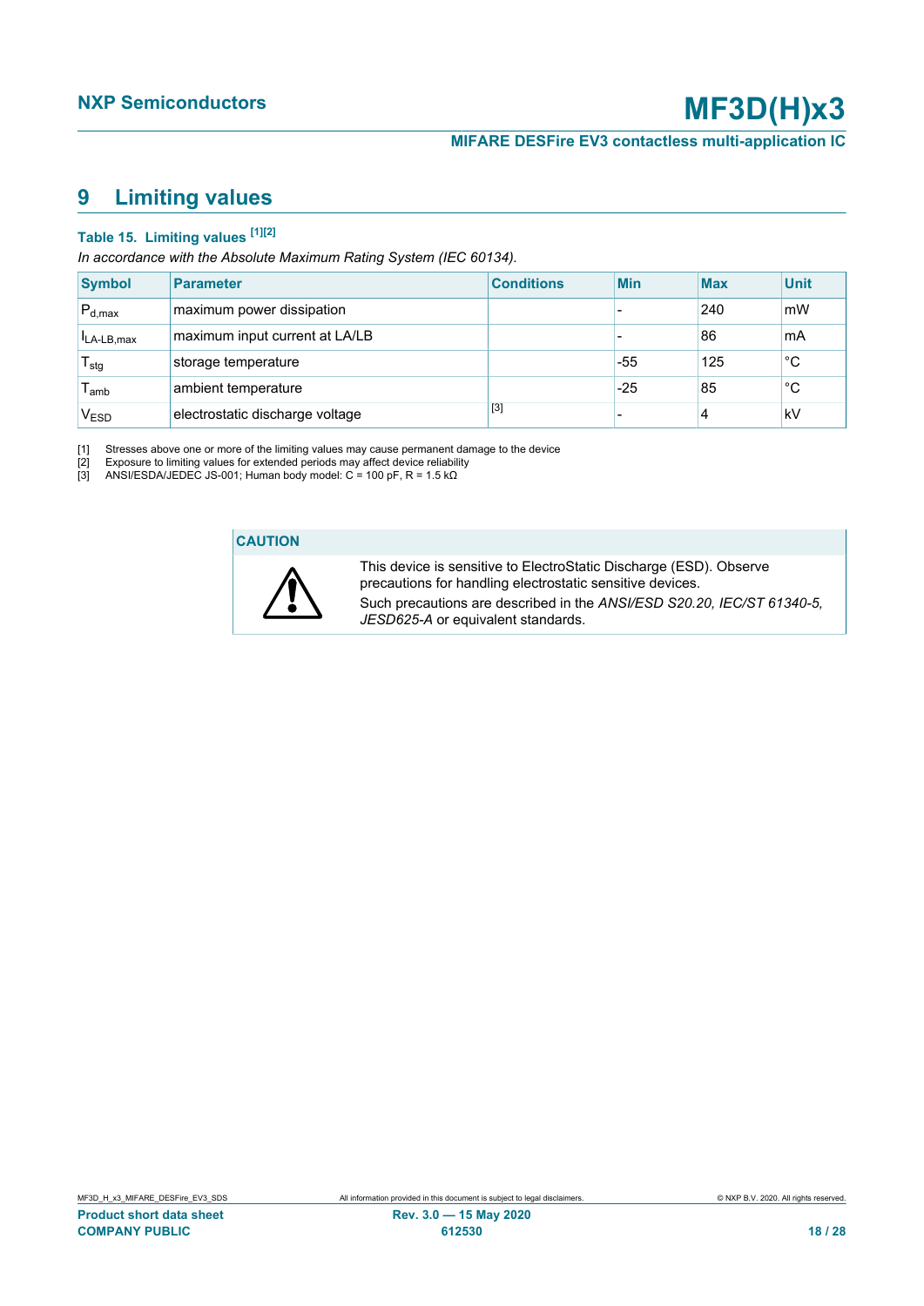# 9 Limiting values

**Table 15. Limiting values [1][2]**

*In accordance with the Absolute Maximum Rating System (IEC 60134).*

| Symbol | Parameter | Conditions | Min | Max | Unit |
|---|---|---|---|---|---|
| $P_{d,max}$ | maximum power dissipation | | - | 240 | mW |
| $I_{LA-LB,max}$ | maximum input current at LA/LB | | - | 86 | mA |
| $T_{stg}$ | storage temperature | | -55 | 125 | °C |
| $T_{amb}$ | ambient temperature | | -25 | 85 | °C |
| $V_{ESD}$ | electrostatic discharge voltage | [3] | - | 4 | kV |

[1] Stresses above one or more of the limiting values may cause permanent damage to the device

[2] Exposure to limiting values for extended periods may affect device reliability

[3] ANSI/ESDA/JEDEC JS-001; Human body model: C = 100 pF, R = 1.5 kΩ

**CAUTION**

This device is sensitive to ElectroStatic Discharge (ESD). Observe precautions for handling electrostatic sensitive devices.

Such precautions are described in the *ANSI/ESD S20.20, IEC/ST 61340-5, JESD625-A* or equivalent standards.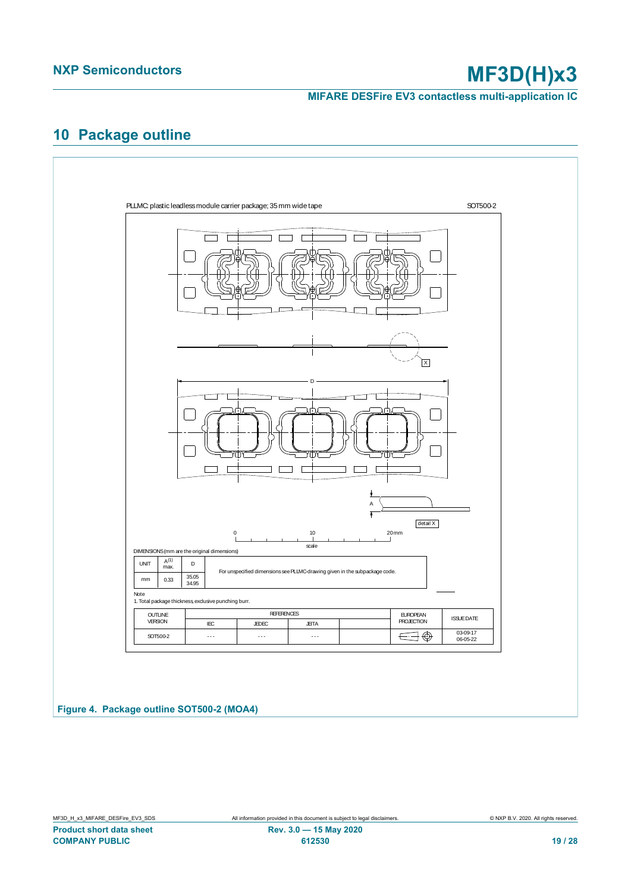## 10 Package outline

PLLMC: plastic leadless module carrier package; 35 mm wide tape

SOT500-2

DIMENSIONS (mm are the original dimensions)

| UNIT | A[(1)] max. | D | |
|---|---|---|---|
| mm | 0.33 | 35.05 34.95 | For unspecified dimensions see PLLMC-drawing given in the subpackage code. |

Note

1. Total package thickness, exclusive punching burr.

| OUTLINE VERSION | REFERENCES | | | | EUROPEAN PROJECTION | ISSUE DATE |
|---|---|---|---|---|---|---|
| | IEC | JEDEC | JEITA | | | |
| SOT500-2 | - - - | - - - | - - - | | | 03-09-17 06-05-22 |

**Figure 4. Package outline SOT500-2 (MOA4)**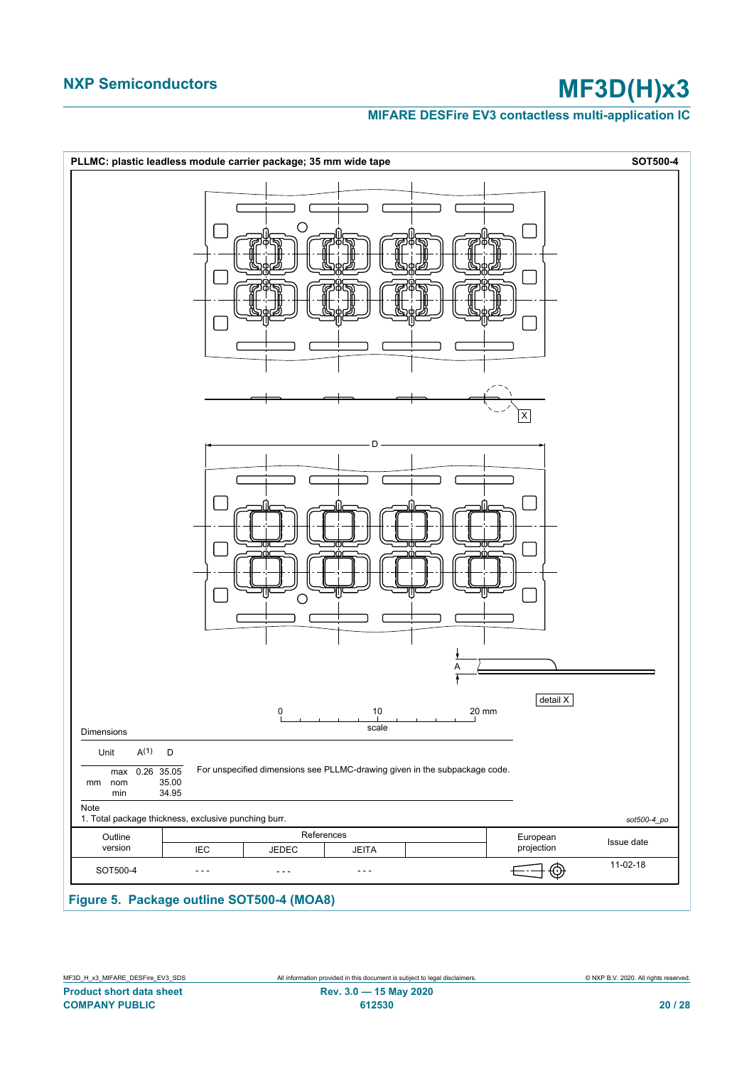**PLLMC: plastic leadless module carrier package; 35 mm wide tape** **SOT500-4**

D

X

A

detail X

0 10 20 mm

scale

Dimensions

| Unit | | $A^{(1)}$ | D |
|---|---|---|---|
| mm | max | 0.26 | 35.05 |
| | nom | | 35.00 |
| | min | | 34.95 |

For unspecified dimensions see PLLMC-drawing given in the subpackage code.

Note

1. Total package thickness, exclusive punching burr.

*sot500-4_po*

| Outline version | References | | | | European projection | Issue date |
|---|---|---|---|---|---|---|
| | IEC | JEDEC | JEITA | | | |
| SOT500-4 | - - - | - - - | - - - | | | 11-02-18 |

**Figure 5. Package outline SOT500-4 (MOA8)**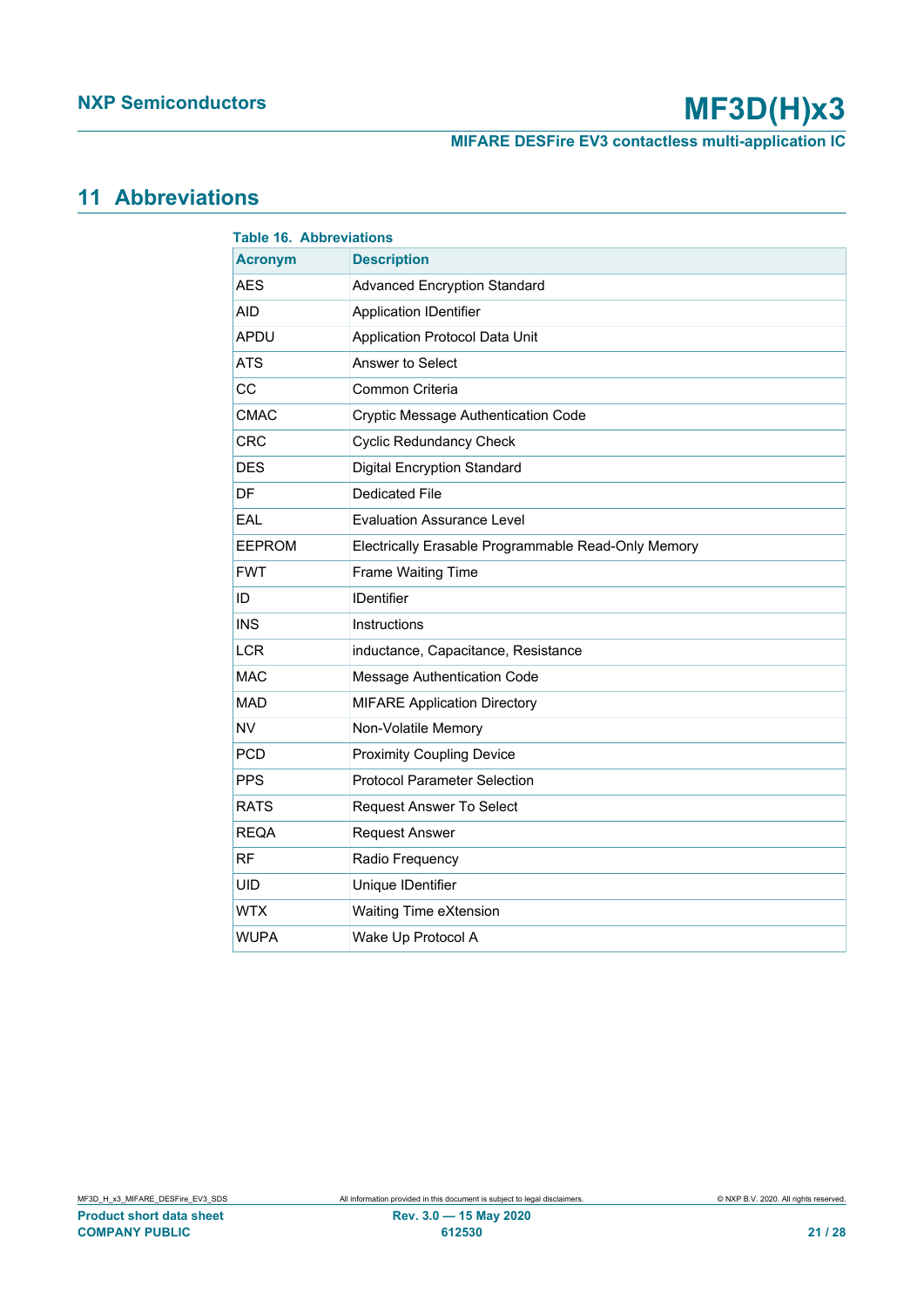## 11 Abbreviations

Table 16. Abbreviations

| Acronym | Description |
|---|---|
| AES | Advanced Encryption Standard |
| AID | Application IDentifier |
| APDU | Application Protocol Data Unit |
| ATS | Answer to Select |
| CC | Common Criteria |
| CMAC | Cryptic Message Authentication Code |
| CRC | Cyclic Redundancy Check |
| DES | Digital Encryption Standard |
| DF | Dedicated File |
| EAL | Evaluation Assurance Level |
| EEPROM | Electrically Erasable Programmable Read-Only Memory |
| FWT | Frame Waiting Time |
| ID | IDentifier |
| INS | Instructions |
| LCR | inductance, Capacitance, Resistance |
| MAC | Message Authentication Code |
| MAD | MIFARE Application Directory |
| NV | Non-Volatile Memory |
| PCD | Proximity Coupling Device |
| PPS | Protocol Parameter Selection |
| RATS | Request Answer To Select |
| REQA | Request Answer |
| RF | Radio Frequency |
| UID | Unique IDentifier |
| WTX | Waiting Time eXtension |
| WUPA | Wake Up Protocol A |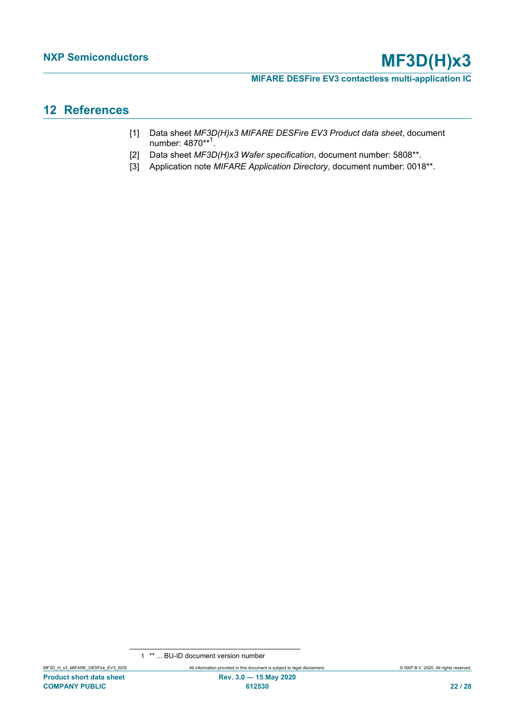## 12 References

[1] Data sheet *MF3D(H)x3 MIFARE DESFire EV3 Product data sheet*, document number: 4870**[1].

[2] Data sheet *MF3D(H)x3 Wafer specification*, document number: 5808**.

[3] Application note *MIFARE Application Directory*, document number: 0018**.

---

1 ** ... BU-ID document version number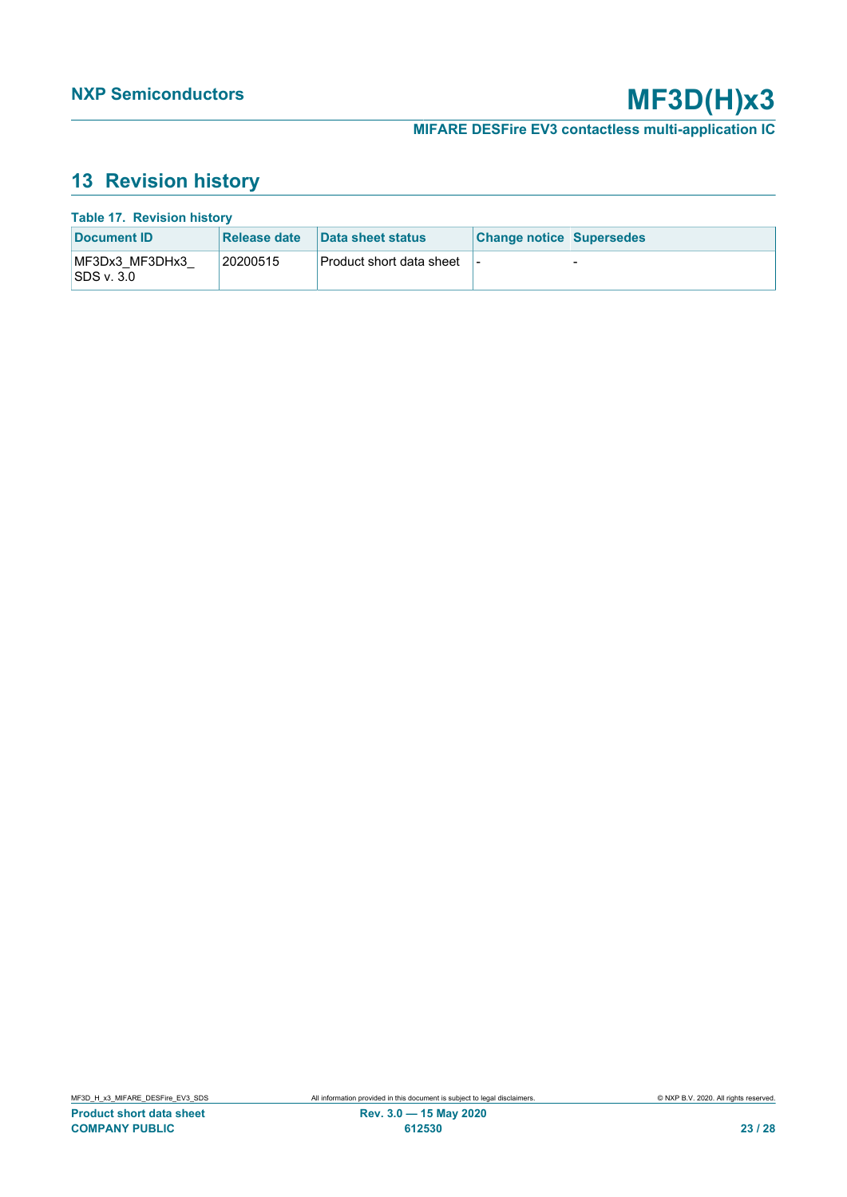## 13 Revision history

**Table 17. Revision history**

| Document ID | Release date | Data sheet status | Change notice | Supersedes |
|---|---|---|---|---|
| MF3Dx3_MF3DHx3_SDS v. 3.0 | 20200515 | Product short data sheet | - | - |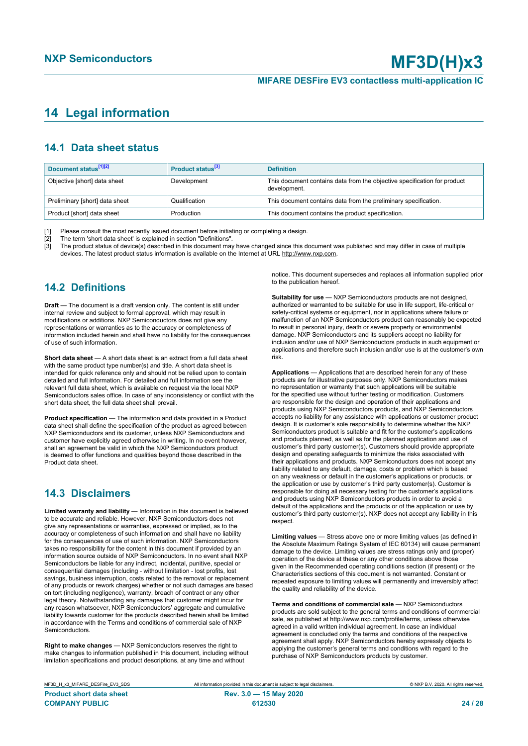# 14 Legal information

## 14.1 Data sheet status

| Document status[1][2] | Product status[3] | Definition |
|---|---|---|
| Objective [short] data sheet | Development | This document contains data from the objective specification for product development. |
| Preliminary [short] data sheet | Qualification | This document contains data from the preliminary specification. |
| Product [short] data sheet | Production | This document contains the product specification. |

[1] Please consult the most recently issued document before initiating or completing a design.
[2] The term 'short data sheet' is explained in section "Definitions".
[3] The product status of device(s) described in this document may have changed since this document was published and may differ in case of multiple devices. The latest product status information is available on the Internet at URL http://www.nxp.com.

## 14.2 Definitions

**Draft** — The document is a draft version only. The content is still under internal review and subject to formal approval, which may result in modifications or additions. NXP Semiconductors does not give any representations or warranties as to the accuracy or completeness of information included herein and shall have no liability for the consequences of use of such information.

**Short data sheet** — A short data sheet is an extract from a full data sheet with the same product type number(s) and title. A short data sheet is intended for quick reference only and should not be relied upon to contain detailed and full information. For detailed and full information see the relevant full data sheet, which is available on request via the local NXP Semiconductors sales office. In case of any inconsistency or conflict with the short data sheet, the full data sheet shall prevail.

**Product specification** — The information and data provided in a Product data sheet shall define the specification of the product as agreed between NXP Semiconductors and its customer, unless NXP Semiconductors and customer have explicitly agreed otherwise in writing. In no event however, shall an agreement be valid in which the NXP Semiconductors product is deemed to offer functions and qualities beyond those described in the Product data sheet.

## 14.3 Disclaimers

**Limited warranty and liability** — Information in this document is believed to be accurate and reliable. However, NXP Semiconductors does not give any representations or warranties, expressed or implied, as to the accuracy or completeness of such information and shall have no liability for the consequences of use of such information. NXP Semiconductors takes no responsibility for the content in this document if provided by an information source outside of NXP Semiconductors. In no event shall NXP Semiconductors be liable for any indirect, incidental, punitive, special or consequential damages (including - without limitation - lost profits, lost savings, business interruption, costs related to the removal or replacement of any products or rework charges) whether or not such damages are based on tort (including negligence), warranty, breach of contract or any other legal theory. Notwithstanding any damages that customer might incur for any reason whatsoever, NXP Semiconductors' aggregate and cumulative liability towards customer for the products described herein shall be limited in accordance with the Terms and conditions of commercial sale of NXP Semiconductors.

**Right to make changes** — NXP Semiconductors reserves the right to make changes to information published in this document, including without limitation specifications and product descriptions, at any time and without notice. This document supersedes and replaces all information supplied prior to the publication hereof.

**Suitability for use** — NXP Semiconductors products are not designed, authorized or warranted to be suitable for use in life support, life-critical or safety-critical systems or equipment, nor in applications where failure or malfunction of an NXP Semiconductors product can reasonably be expected to result in personal injury, death or severe property or environmental damage. NXP Semiconductors and its suppliers accept no liability for inclusion and/or use of NXP Semiconductors products in such equipment or applications and therefore such inclusion and/or use is at the customer's own risk.

**Applications** — Applications that are described herein for any of these products are for illustrative purposes only. NXP Semiconductors makes no representation or warranty that such applications will be suitable for the specified use without further testing or modification. Customers are responsible for the design and operation of their applications and products using NXP Semiconductors products, and NXP Semiconductors accepts no liability for any assistance with applications or customer product design. It is customer's sole responsibility to determine whether the NXP Semiconductors product is suitable and fit for the customer's applications and products planned, as well as for the planned application and use of customer's third party customer(s). Customers should provide appropriate design and operating safeguards to minimize the risks associated with their applications and products. NXP Semiconductors does not accept any liability related to any default, damage, costs or problem which is based on any weakness or default in the customer's applications or products, or the application or use by customer's third party customer(s). Customer is responsible for doing all necessary testing for the customer's applications and products using NXP Semiconductors products in order to avoid a default of the applications and the products or of the application or use by customer's third party customer(s). NXP does not accept any liability in this respect.

**Limiting values** — Stress above one or more limiting values (as defined in the Absolute Maximum Ratings System of IEC 60134) will cause permanent damage to the device. Limiting values are stress ratings only and (proper) operation of the device at these or any other conditions above those given in the Recommended operating conditions section (if present) or the Characteristics sections of this document is not warranted. Constant or repeated exposure to limiting values will permanently and irreversibly affect the quality and reliability of the device.

**Terms and conditions of commercial sale** — NXP Semiconductors products are sold subject to the general terms and conditions of commercial sale, as published at http://www.nxp.com/profile/terms, unless otherwise agreed in a valid written individual agreement. In case an individual agreement is concluded only the terms and conditions of the respective agreement shall apply. NXP Semiconductors hereby expressly objects to applying the customer's general terms and conditions with regard to the purchase of NXP Semiconductors products by customer.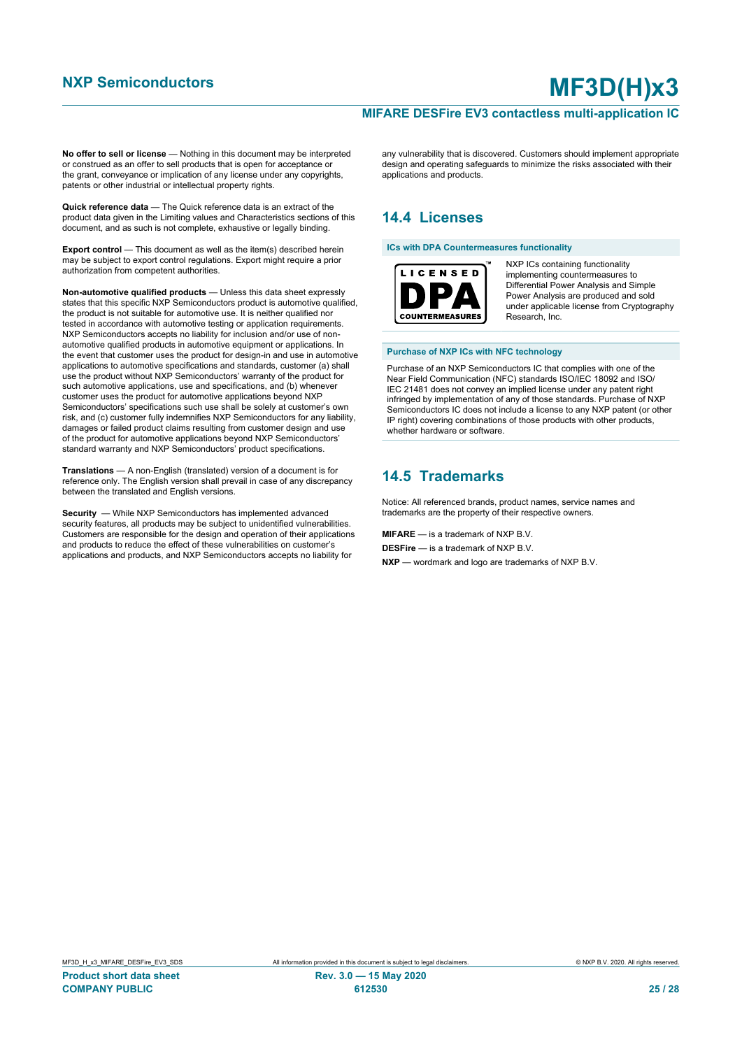**No offer to sell or license** — Nothing in this document may be interpreted or construed as an offer to sell products that is open for acceptance or the grant, conveyance or implication of any license under any copyrights, patents or other industrial or intellectual property rights.

**Quick reference data** — The Quick reference data is an extract of the product data given in the Limiting values and Characteristics sections of this document, and as such is not complete, exhaustive or legally binding.

**Export control** — This document as well as the item(s) described herein may be subject to export control regulations. Export might require a prior authorization from competent authorities.

**Non-automotive qualified products** — Unless this data sheet expressly states that this specific NXP Semiconductors product is automotive qualified, the product is not suitable for automotive use. It is neither qualified nor tested in accordance with automotive testing or application requirements. NXP Semiconductors accepts no liability for inclusion and/or use of non-automotive qualified products in automotive equipment or applications. In the event that customer uses the product for design-in and use in automotive applications to automotive specifications and standards, customer (a) shall use the product without NXP Semiconductors' warranty of the product for such automotive applications, use and specifications, and (b) whenever customer uses the product for automotive applications beyond NXP Semiconductors' specifications such use shall be solely at customer's own risk, and (c) customer fully indemnifies NXP Semiconductors for any liability, damages or failed product claims resulting from customer design and use of the product for automotive applications beyond NXP Semiconductors' standard warranty and NXP Semiconductors' product specifications.

**Translations** — A non-English (translated) version of a document is for reference only. The English version shall prevail in case of any discrepancy between the translated and English versions.

**Security** — While NXP Semiconductors has implemented advanced security features, all products may be subject to unidentified vulnerabilities. Customers are responsible for the design and operation of their applications and products to reduce the effect of these vulnerabilities on customer's applications and products, and NXP Semiconductors accepts no liability for any vulnerability that is discovered. Customers should implement appropriate design and operating safeguards to minimize the risks associated with their applications and products.

## 14.4 Licenses

**ICs with DPA Countermeasures functionality**

LICENSED DPA COUNTERMEASURES™

NXP ICs containing functionality implementing countermeasures to Differential Power Analysis and Simple Power Analysis are produced and sold under applicable license from Cryptography Research, Inc.

**Purchase of NXP ICs with NFC technology**

Purchase of an NXP Semiconductors IC that complies with one of the Near Field Communication (NFC) standards ISO/IEC 18092 and ISO/IEC 21481 does not convey an implied license under any patent right infringed by implementation of any of those standards. Purchase of NXP Semiconductors IC does not include a license to any NXP patent (or other IP right) covering combinations of those products with other products, whether hardware or software.

## 14.5 Trademarks

Notice: All referenced brands, product names, service names and trademarks are the property of their respective owners.

**MIFARE** — is a trademark of NXP B.V.

**DESFire** — is a trademark of NXP B.V.

**NXP** — wordmark and logo are trademarks of NXP B.V.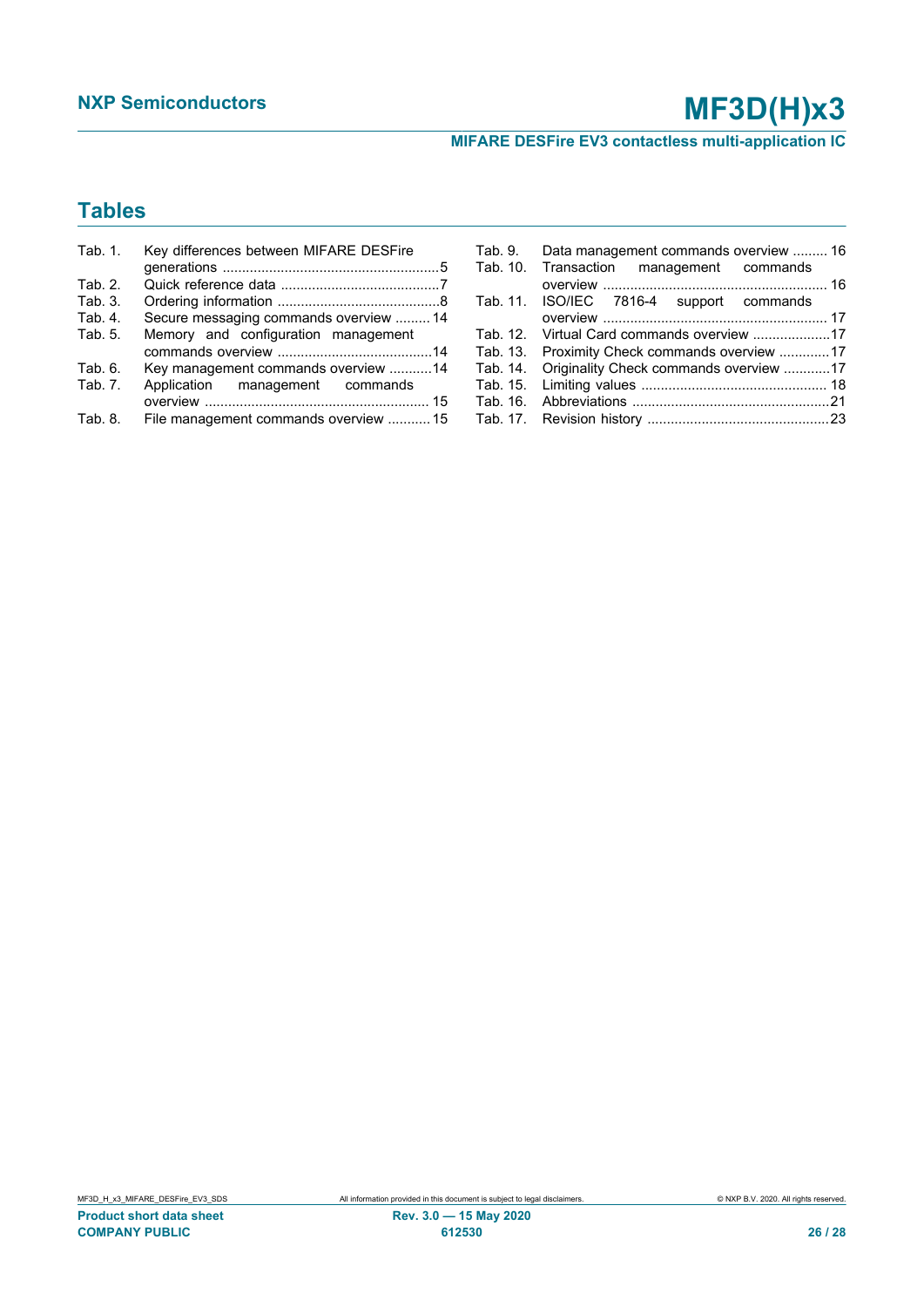## Tables

Tab. 1. Key differences between MIFARE DESFire generations ........................................................5
Tab. 2. Quick reference data .........................................7
Tab. 3. Ordering information ..........................................8
Tab. 4. Secure messaging commands overview ......... 14
Tab. 5. Memory and configuration management commands overview ........................................14
Tab. 6. Key management commands overview ...........14
Tab. 7. Application management commands overview ......................................................... 15
Tab. 8. File management commands overview ........... 15
Tab. 9. Data management commands overview ......... 16
Tab. 10. Transaction management commands overview ......................................................... 16
Tab. 11. ISO/IEC 7816-4 support commands overview ......................................................... 17
Tab. 12. Virtual Card commands overview ....................17
Tab. 13. Proximity Check commands overview .............17
Tab. 14. Originality Check commands overview ............17
Tab. 15. Limiting values ................................................ 18
Tab. 16. Abbreviations ..................................................21
Tab. 17. Revision history ...............................................23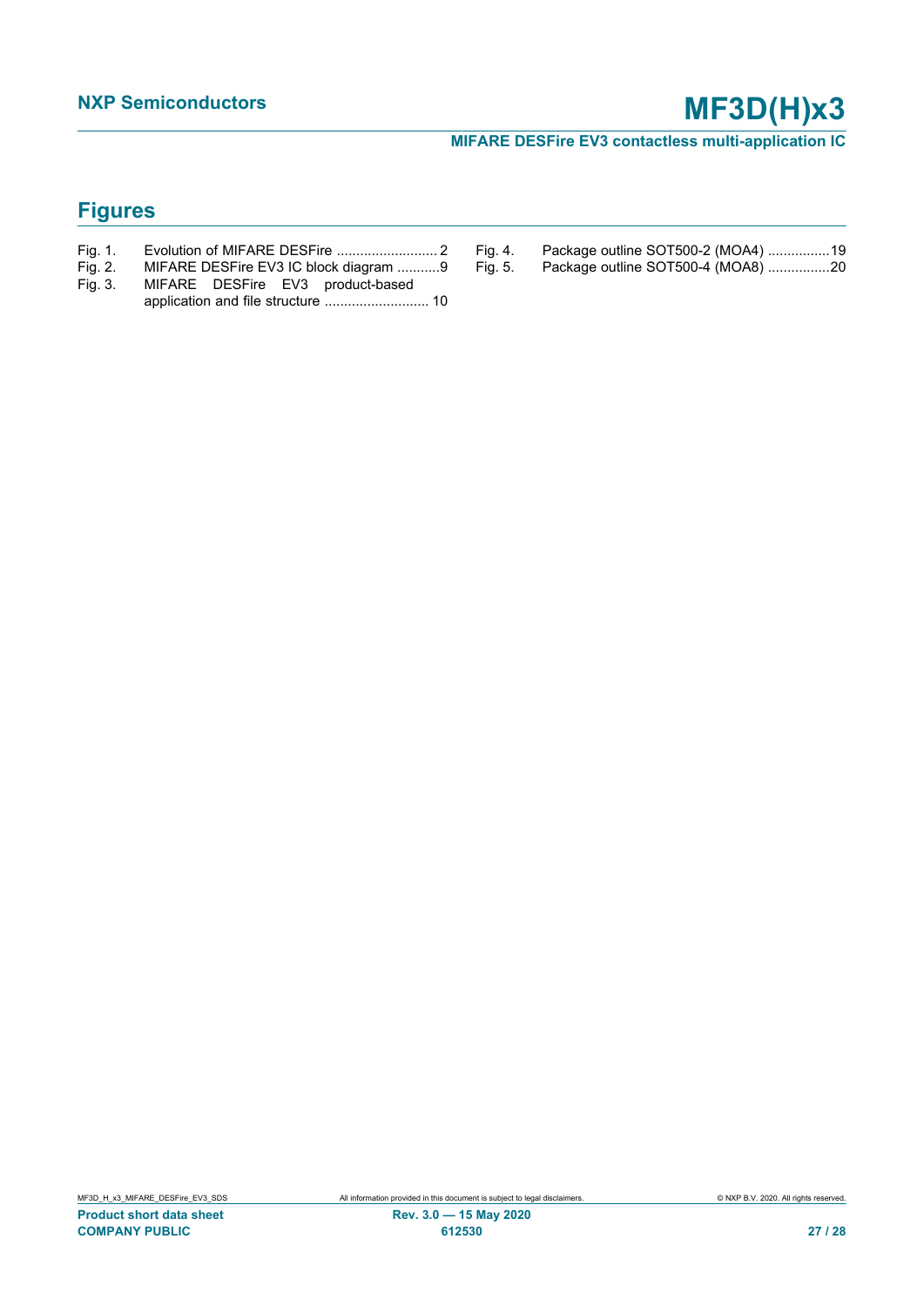## Figures

- Fig. 1. Evolution of MIFARE DESFire .......................... 2
- Fig. 2. MIFARE DESFire EV3 IC block diagram ...........9
- Fig. 3. MIFARE DESFire EV3 product-based application and file structure ........................... 10
- Fig. 4. Package outline SOT500-2 (MOA4) ................19
- Fig. 5. Package outline SOT500-4 (MOA8) ................20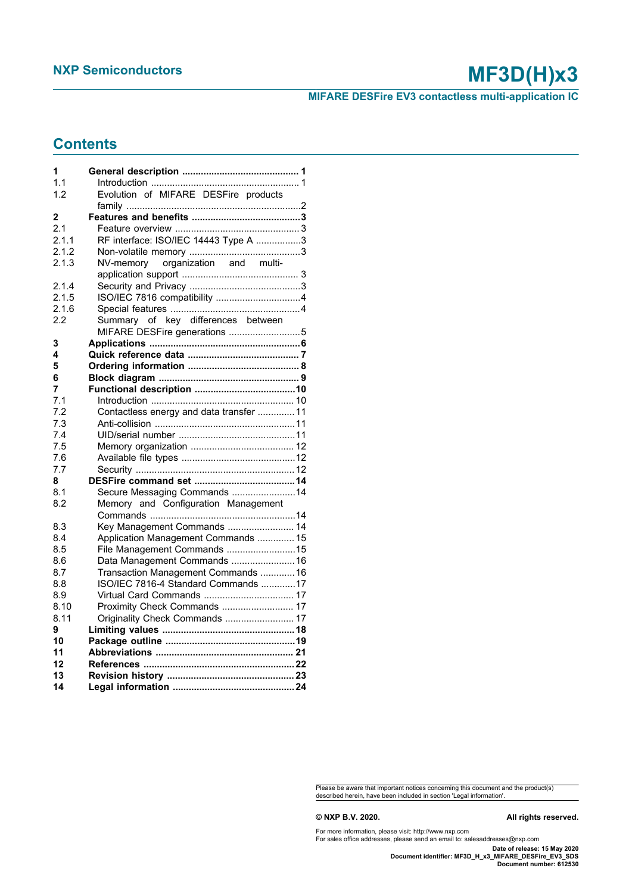## Contents

| | | |
|---|---|---|
| **1** | **General description** | **1** |
| 1.1 | Introduction | 1 |
| 1.2 | Evolution of MIFARE DESFire products family | 2 |
| **2** | **Features and benefits** | **3** |
| 2.1 | Feature overview | 3 |
| 2.1.1 | RF interface: ISO/IEC 14443 Type A | 3 |
| 2.1.2 | Non-volatile memory | 3 |
| 2.1.3 | NV-memory organization and multi-application support | 3 |
| 2.1.4 | Security and Privacy | 3 |
| 2.1.5 | ISO/IEC 7816 compatibility | 4 |
| 2.1.6 | Special features | 4 |
| 2.2 | Summary of key differences between MIFARE DESFire generations | 5 |
| **3** | **Applications** | **6** |
| **4** | **Quick reference data** | **7** |
| **5** | **Ordering information** | **8** |
| **6** | **Block diagram** | **9** |
| **7** | **Functional description** | **10** |
| 7.1 | Introduction | 10 |
| 7.2 | Contactless energy and data transfer | 11 |
| 7.3 | Anti-collision | 11 |
| 7.4 | UID/serial number | 11 |
| 7.5 | Memory organization | 12 |
| 7.6 | Available file types | 12 |
| 7.7 | Security | 12 |
| **8** | **DESFire command set** | **14** |
| 8.1 | Secure Messaging Commands | 14 |
| 8.2 | Memory and Configuration Management Commands | 14 |
| 8.3 | Key Management Commands | 14 |
| 8.4 | Application Management Commands | 15 |
| 8.5 | File Management Commands | 15 |
| 8.6 | Data Management Commands | 16 |
| 8.7 | Transaction Management Commands | 16 |
| 8.8 | ISO/IEC 7816-4 Standard Commands | 17 |
| 8.9 | Virtual Card Commands | 17 |
| 8.10 | Proximity Check Commands | 17 |
| 8.11 | Originality Check Commands | 17 |
| **9** | **Limiting values** | **18** |
| **10** | **Package outline** | **19** |
| **11** | **Abbreviations** | **21** |
| **12** | **References** | **22** |
| **13** | **Revision history** | **23** |
| **14** | **Legal information** | **24** |

Please be aware that important notices concerning this document and the product(s) described herein, have been included in section 'Legal information'.

**© NXP B.V. 2020.** **All rights reserved.**

For more information, please visit: http://www.nxp.com
For sales office addresses, please send an email to: salesaddresses@nxp.com

**Date of release: 15 May 2020**
**Document identifier: MF3D_H_x3_MIFARE_DESFire_EV3_SDS**
**Document number: 612530**